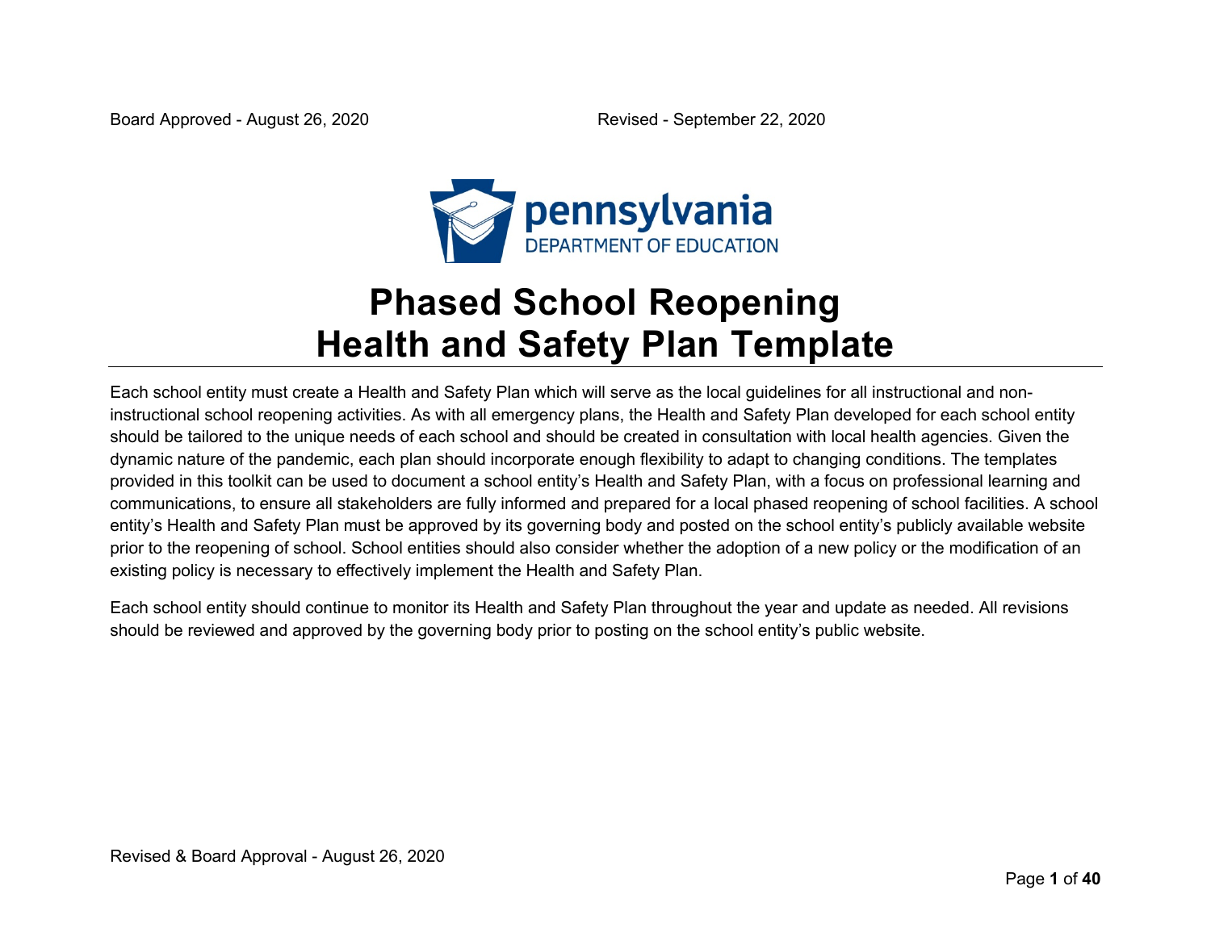Board Approved - August 26, 2020 Revised - September 22, 2020

pennsylvania
DEPARTMENT OF EDUCATION

# Phased School Reopening Health and Safety Plan Template

Each school entity must create a Health and Safety Plan which will serve as the local guidelines for all instructional and non-instructional school reopening activities. As with all emergency plans, the Health and Safety Plan developed for each school entity should be tailored to the unique needs of each school and should be created in consultation with local health agencies. Given the dynamic nature of the pandemic, each plan should incorporate enough flexibility to adapt to changing conditions. The templates provided in this toolkit can be used to document a school entity's Health and Safety Plan, with a focus on professional learning and communications, to ensure all stakeholders are fully informed and prepared for a local phased reopening of school facilities. A school entity's Health and Safety Plan must be approved by its governing body and posted on the school entity's publicly available website prior to the reopening of school. School entities should also consider whether the adoption of a new policy or the modification of an existing policy is necessary to effectively implement the Health and Safety Plan.

Each school entity should continue to monitor its Health and Safety Plan throughout the year and update as needed. All revisions should be reviewed and approved by the governing body prior to posting on the school entity's public website.

Revised & Board Approval - August 26, 2020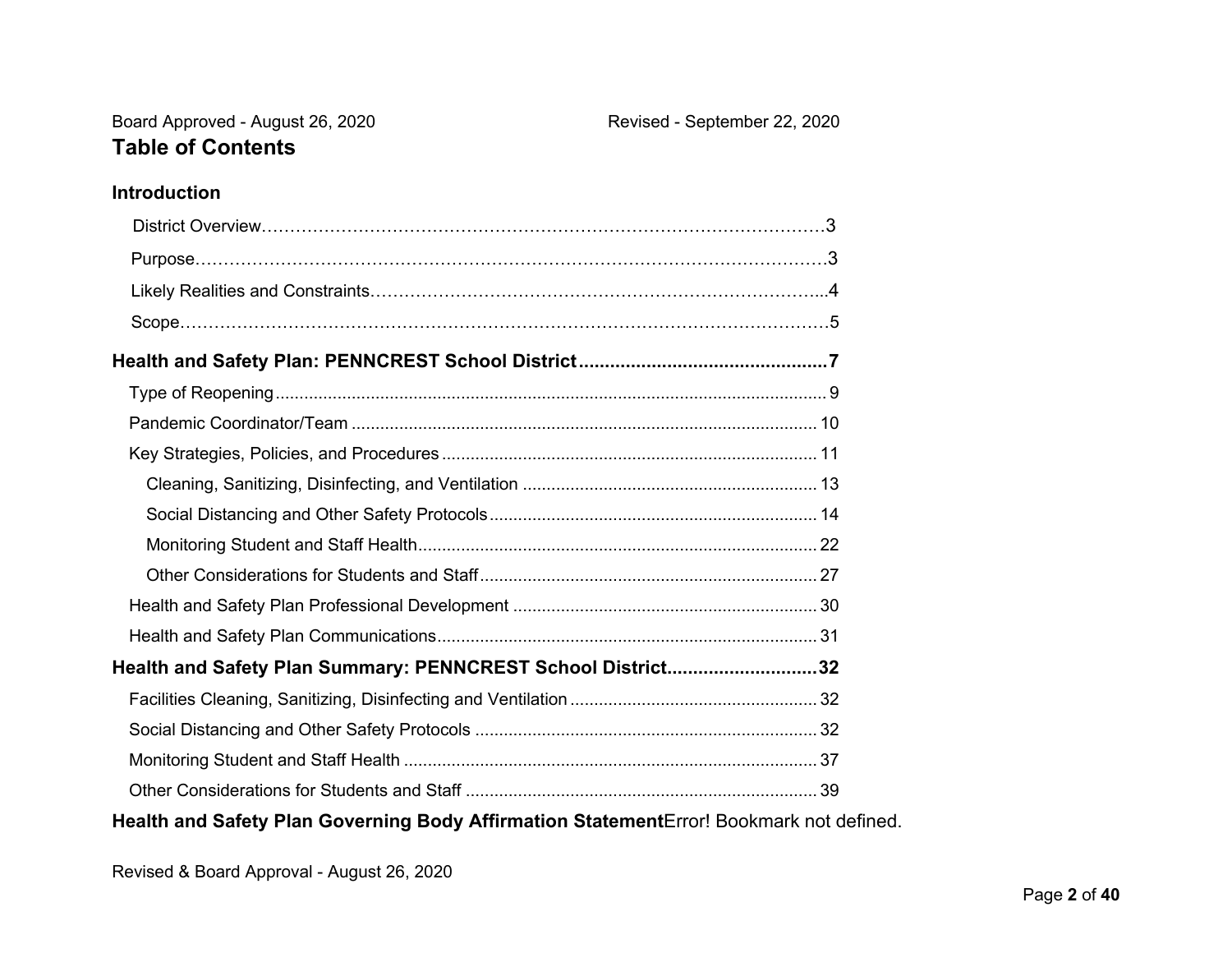Board Approved - August 26, 2020 Revised - September 22, 2020

# Table of Contents

## Introduction

District Overview……………………………………………………………………………………3

Purpose………………………………………………………………………………………………3

Likely Realities and Constraints…………………………………………………………………...4

Scope…………………………………………………………………………………………………5

**Health and Safety Plan: PENNCREST School District................................................7**

Type of Reopening .................................................................................................................. 9

Pandemic Coordinator/Team ................................................................................................ 10

Key Strategies, Policies, and Procedures .............................................................................. 11

Cleaning, Sanitizing, Disinfecting, and Ventilation ............................................................. 13

Social Distancing and Other Safety Protocols .................................................................... 14

Monitoring Student and Staff Health ................................................................................... 22

Other Considerations for Students and Staff ...................................................................... 27

Health and Safety Plan Professional Development ............................................................... 30

Health and Safety Plan Communications ............................................................................... 31

**Health and Safety Plan Summary: PENNCREST School District............................32**

Facilities Cleaning, Sanitizing, Disinfecting and Ventilation ................................................... 32

Social Distancing and Other Safety Protocols ....................................................................... 32

Monitoring Student and Staff Health ...................................................................................... 37

Other Considerations for Students and Staff ......................................................................... 39

**Health and Safety Plan Governing Body Affirmation Statement**Error! Bookmark not defined.

Revised & Board Approval - August 26, 2020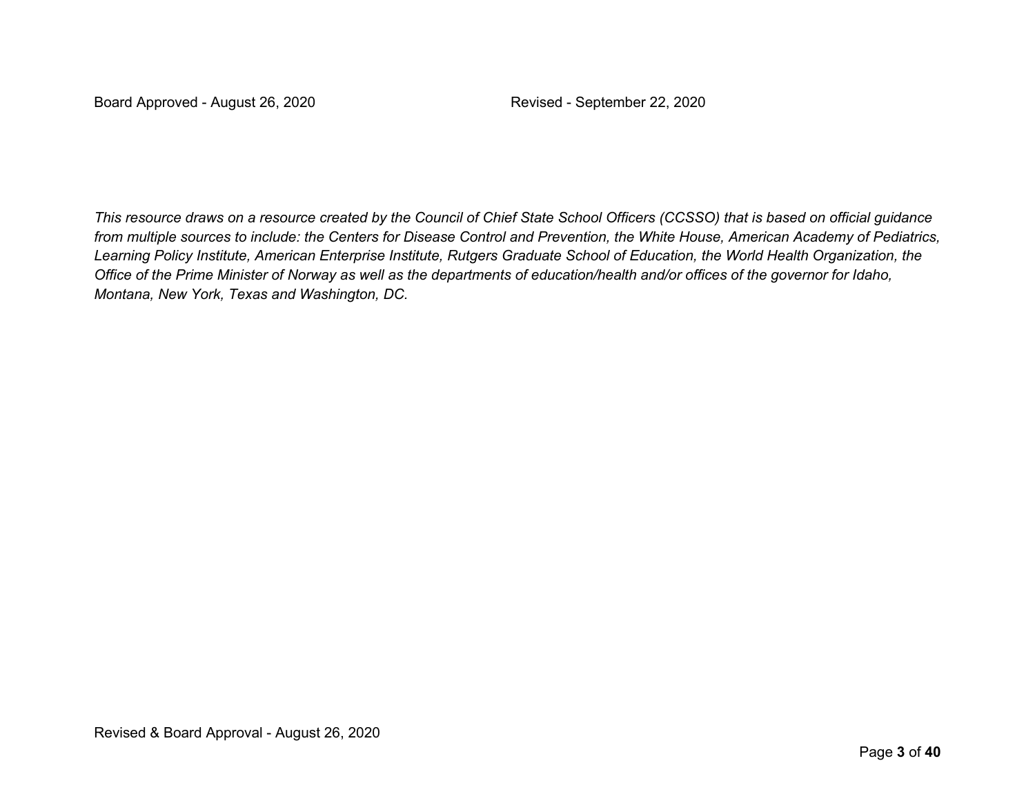*This resource draws on a resource created by the Council of Chief State School Officers (CCSSO) that is based on official guidance from multiple sources to include: the Centers for Disease Control and Prevention, the White House, American Academy of Pediatrics, Learning Policy Institute, American Enterprise Institute, Rutgers Graduate School of Education, the World Health Organization, the Office of the Prime Minister of Norway as well as the departments of education/health and/or offices of the governor for Idaho, Montana, New York, Texas and Washington, DC.*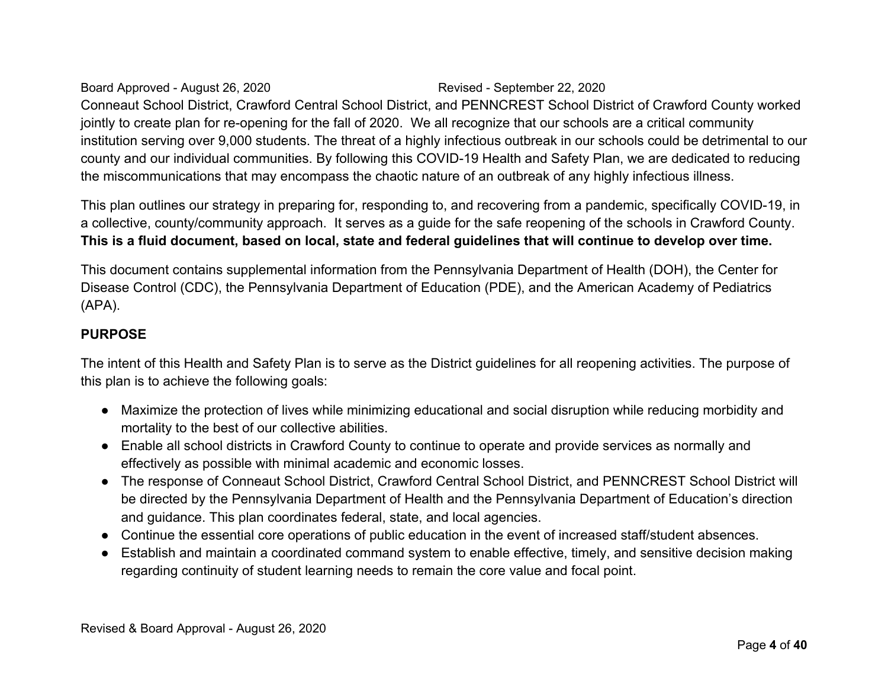Conneaut School District, Crawford Central School District, and PENNCREST School District of Crawford County worked jointly to create plan for re-opening for the fall of 2020. We all recognize that our schools are a critical community institution serving over 9,000 students. The threat of a highly infectious outbreak in our schools could be detrimental to our county and our individual communities. By following this COVID-19 Health and Safety Plan, we are dedicated to reducing the miscommunications that may encompass the chaotic nature of an outbreak of any highly infectious illness.

This plan outlines our strategy in preparing for, responding to, and recovering from a pandemic, specifically COVID-19, in a collective, county/community approach. It serves as a guide for the safe reopening of the schools in Crawford County. **This is a fluid document, based on local, state and federal guidelines that will continue to develop over time.**

This document contains supplemental information from the Pennsylvania Department of Health (DOH), the Center for Disease Control (CDC), the Pennsylvania Department of Education (PDE), and the American Academy of Pediatrics (APA).

## PURPOSE

The intent of this Health and Safety Plan is to serve as the District guidelines for all reopening activities. The purpose of this plan is to achieve the following goals:

- Maximize the protection of lives while minimizing educational and social disruption while reducing morbidity and mortality to the best of our collective abilities.
- Enable all school districts in Crawford County to continue to operate and provide services as normally and effectively as possible with minimal academic and economic losses.
- The response of Conneaut School District, Crawford Central School District, and PENNCREST School District will be directed by the Pennsylvania Department of Health and the Pennsylvania Department of Education's direction and guidance. This plan coordinates federal, state, and local agencies.
- Continue the essential core operations of public education in the event of increased staff/student absences.
- Establish and maintain a coordinated command system to enable effective, timely, and sensitive decision making regarding continuity of student learning needs to remain the core value and focal point.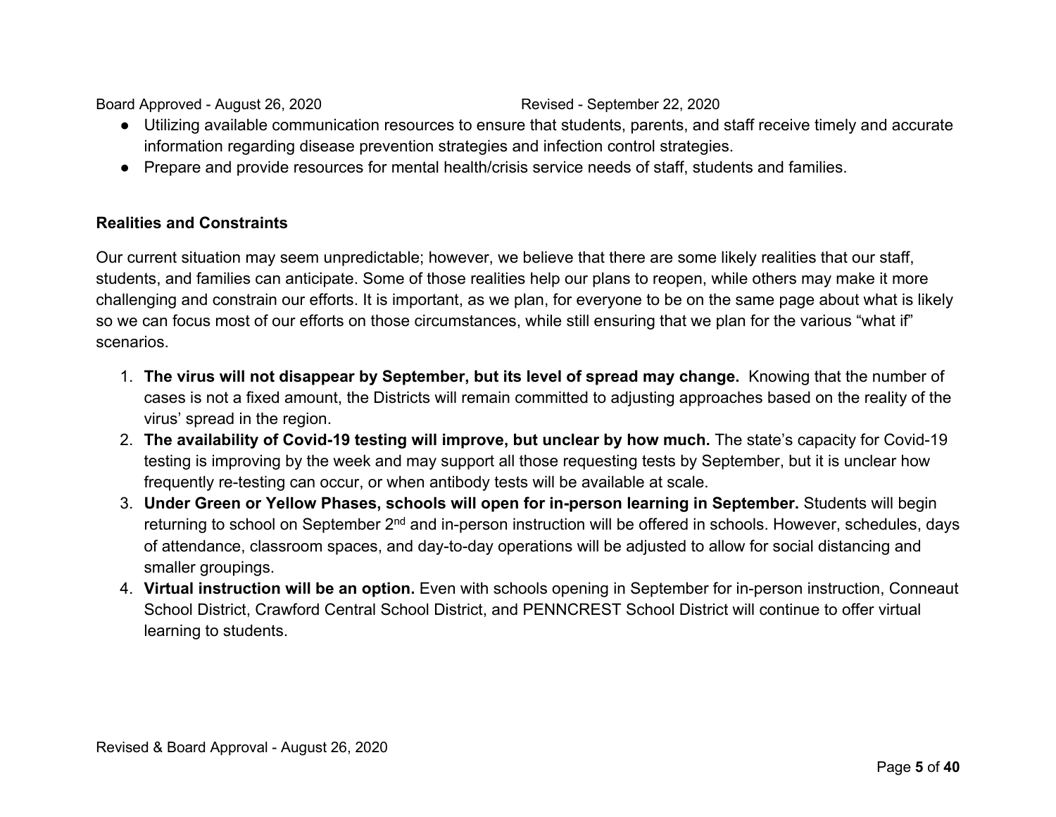- Utilizing available communication resources to ensure that students, parents, and staff receive timely and accurate information regarding disease prevention strategies and infection control strategies.
- Prepare and provide resources for mental health/crisis service needs of staff, students and families.

### Realities and Constraints

Our current situation may seem unpredictable; however, we believe that there are some likely realities that our staff, students, and families can anticipate. Some of those realities help our plans to reopen, while others may make it more challenging and constrain our efforts. It is important, as we plan, for everyone to be on the same page about what is likely so we can focus most of our efforts on those circumstances, while still ensuring that we plan for the various "what if" scenarios.

1. **The virus will not disappear by September, but its level of spread may change.** Knowing that the number of cases is not a fixed amount, the Districts will remain committed to adjusting approaches based on the reality of the virus' spread in the region.
2. **The availability of Covid-19 testing will improve, but unclear by how much.** The state's capacity for Covid-19 testing is improving by the week and may support all those requesting tests by September, but it is unclear how frequently re-testing can occur, or when antibody tests will be available at scale.
3. **Under Green or Yellow Phases, schools will open for in-person learning in September.** Students will begin returning to school on September 2nd and in-person instruction will be offered in schools. However, schedules, days of attendance, classroom spaces, and day-to-day operations will be adjusted to allow for social distancing and smaller groupings.
4. **Virtual instruction will be an option.** Even with schools opening in September for in-person instruction, Conneaut School District, Crawford Central School District, and PENNCREST School District will continue to offer virtual learning to students.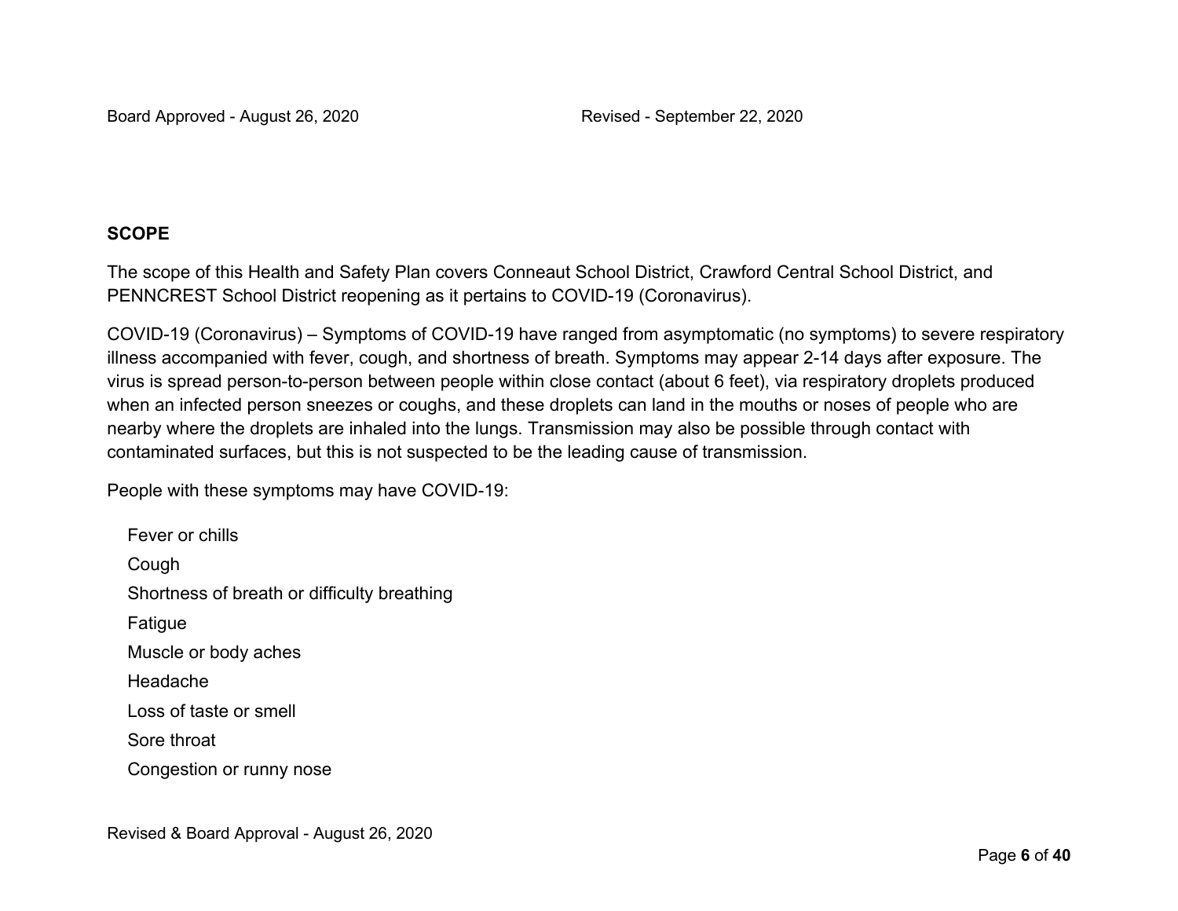## SCOPE

The scope of this Health and Safety Plan covers Conneaut School District, Crawford Central School District, and PENNCREST School District reopening as it pertains to COVID-19 (Coronavirus).

COVID-19 (Coronavirus) – Symptoms of COVID-19 have ranged from asymptomatic (no symptoms) to severe respiratory illness accompanied with fever, cough, and shortness of breath. Symptoms may appear 2-14 days after exposure. The virus is spread person-to-person between people within close contact (about 6 feet), via respiratory droplets produced when an infected person sneezes or coughs, and these droplets can land in the mouths or noses of people who are nearby where the droplets are inhaled into the lungs. Transmission may also be possible through contact with contaminated surfaces, but this is not suspected to be the leading cause of transmission.

People with these symptoms may have COVID-19:

- Fever or chills
- Cough
- Shortness of breath or difficulty breathing
- Fatigue
- Muscle or body aches
- Headache
- Loss of taste or smell
- Sore throat
- Congestion or runny nose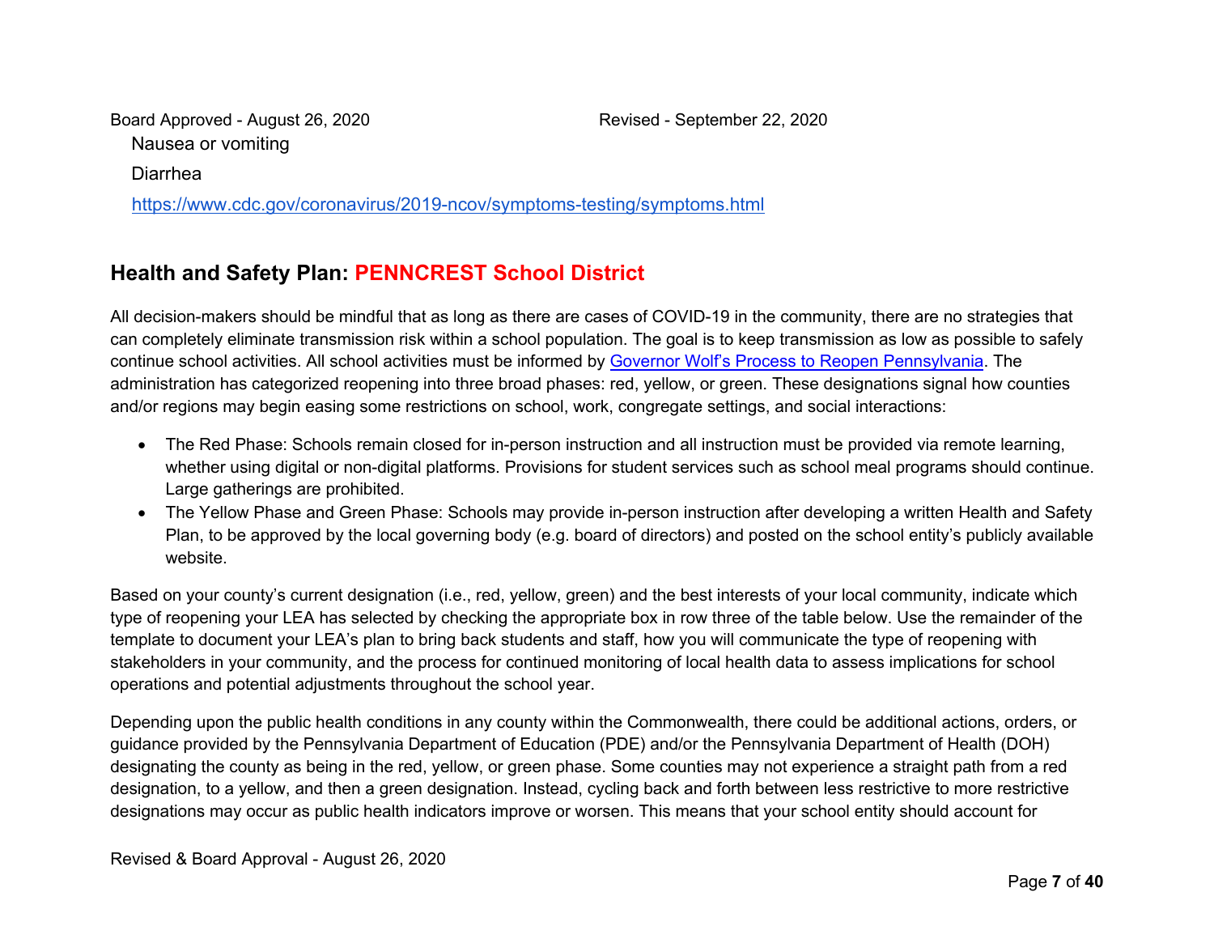Nausea or vomiting

Diarrhea

https://www.cdc.gov/coronavirus/2019-ncov/symptoms-testing/symptoms.html

## Health and Safety Plan: PENNCREST School District

All decision-makers should be mindful that as long as there are cases of COVID-19 in the community, there are no strategies that can completely eliminate transmission risk within a school population. The goal is to keep transmission as low as possible to safely continue school activities. All school activities must be informed by [Governor Wolf's Process to Reopen Pennsylvania](). The administration has categorized reopening into three broad phases: red, yellow, or green. These designations signal how counties and/or regions may begin easing some restrictions on school, work, congregate settings, and social interactions:

- The Red Phase: Schools remain closed for in-person instruction and all instruction must be provided via remote learning, whether using digital or non-digital platforms. Provisions for student services such as school meal programs should continue. Large gatherings are prohibited.
- The Yellow Phase and Green Phase: Schools may provide in-person instruction after developing a written Health and Safety Plan, to be approved by the local governing body (e.g. board of directors) and posted on the school entity's publicly available website.

Based on your county's current designation (i.e., red, yellow, green) and the best interests of your local community, indicate which type of reopening your LEA has selected by checking the appropriate box in row three of the table below. Use the remainder of the template to document your LEA's plan to bring back students and staff, how you will communicate the type of reopening with stakeholders in your community, and the process for continued monitoring of local health data to assess implications for school operations and potential adjustments throughout the school year.

Depending upon the public health conditions in any county within the Commonwealth, there could be additional actions, orders, or guidance provided by the Pennsylvania Department of Education (PDE) and/or the Pennsylvania Department of Health (DOH) designating the county as being in the red, yellow, or green phase. Some counties may not experience a straight path from a red designation, to a yellow, and then a green designation. Instead, cycling back and forth between less restrictive to more restrictive designations may occur as public health indicators improve or worsen. This means that your school entity should account for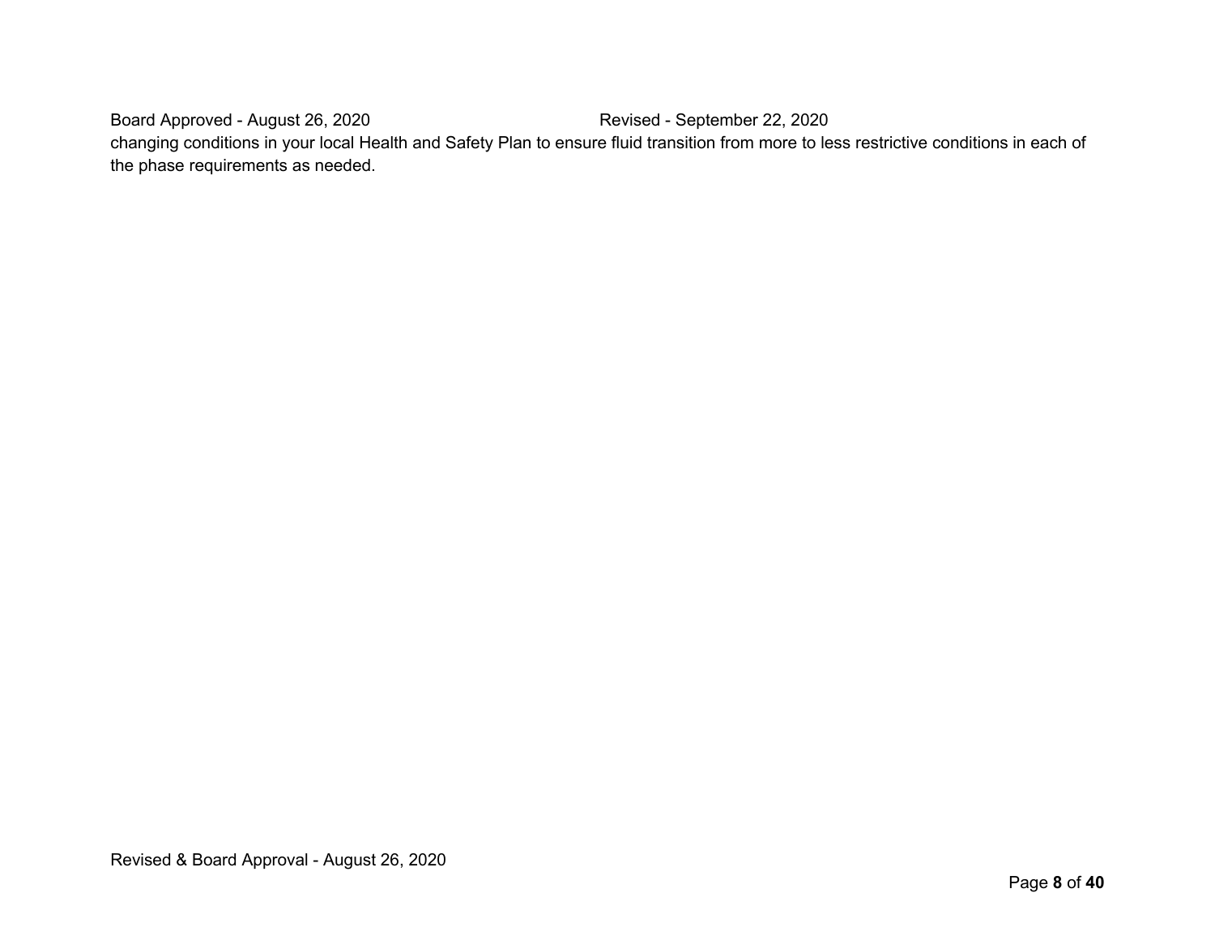changing conditions in your local Health and Safety Plan to ensure fluid transition from more to less restrictive conditions in each of the phase requirements as needed.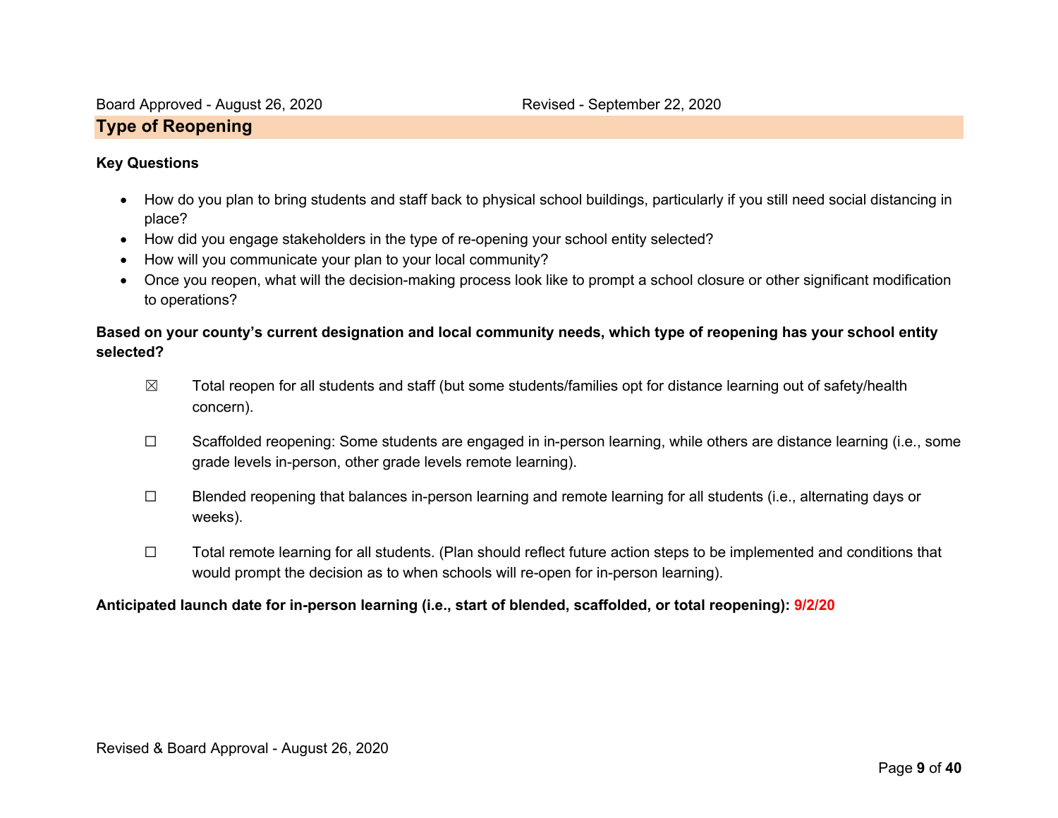## Type of Reopening

**Key Questions**

- How do you plan to bring students and staff back to physical school buildings, particularly if you still need social distancing in place?
- How did you engage stakeholders in the type of re-opening your school entity selected?
- How will you communicate your plan to your local community?
- Once you reopen, what will the decision-making process look like to prompt a school closure or other significant modification to operations?

**Based on your county's current designation and local community needs, which type of reopening has your school entity selected?**

☒ Total reopen for all students and staff (but some students/families opt for distance learning out of safety/health concern).

☐ Scaffolded reopening: Some students are engaged in in-person learning, while others are distance learning (i.e., some grade levels in-person, other grade levels remote learning).

☐ Blended reopening that balances in-person learning and remote learning for all students (i.e., alternating days or weeks).

☐ Total remote learning for all students. (Plan should reflect future action steps to be implemented and conditions that would prompt the decision as to when schools will re-open for in-person learning).

**Anticipated launch date for in-person learning (i.e., start of blended, scaffolded, or total reopening): 9/2/20**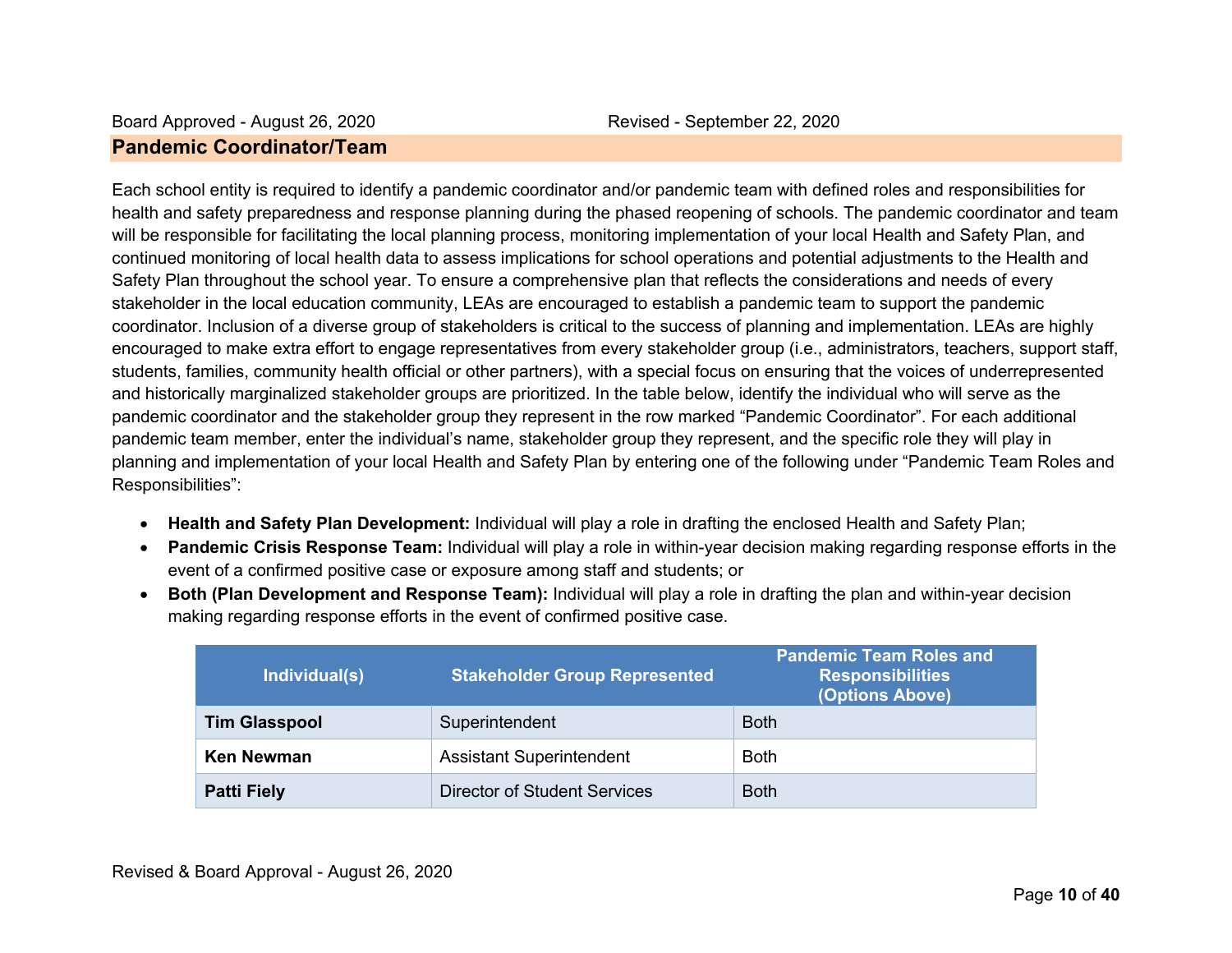## Pandemic Coordinator/Team

Each school entity is required to identify a pandemic coordinator and/or pandemic team with defined roles and responsibilities for health and safety preparedness and response planning during the phased reopening of schools. The pandemic coordinator and team will be responsible for facilitating the local planning process, monitoring implementation of your local Health and Safety Plan, and continued monitoring of local health data to assess implications for school operations and potential adjustments to the Health and Safety Plan throughout the school year. To ensure a comprehensive plan that reflects the considerations and needs of every stakeholder in the local education community, LEAs are encouraged to establish a pandemic team to support the pandemic coordinator. Inclusion of a diverse group of stakeholders is critical to the success of planning and implementation. LEAs are highly encouraged to make extra effort to engage representatives from every stakeholder group (i.e., administrators, teachers, support staff, students, families, community health official or other partners), with a special focus on ensuring that the voices of underrepresented and historically marginalized stakeholder groups are prioritized. In the table below, identify the individual who will serve as the pandemic coordinator and the stakeholder group they represent in the row marked "Pandemic Coordinator". For each additional pandemic team member, enter the individual's name, stakeholder group they represent, and the specific role they will play in planning and implementation of your local Health and Safety Plan by entering one of the following under "Pandemic Team Roles and Responsibilities":

- **Health and Safety Plan Development:** Individual will play a role in drafting the enclosed Health and Safety Plan;
- **Pandemic Crisis Response Team:** Individual will play a role in within-year decision making regarding response efforts in the event of a confirmed positive case or exposure among staff and students; or
- **Both (Plan Development and Response Team):** Individual will play a role in drafting the plan and within-year decision making regarding response efforts in the event of confirmed positive case.

| Individual(s) | Stakeholder Group Represented | Pandemic Team Roles and Responsibilities (Options Above) |
|---|---|---|
| **Tim Glasspool** | Superintendent | Both |
| **Ken Newman** | Assistant Superintendent | Both |
| **Patti Fiely** | Director of Student Services | Both |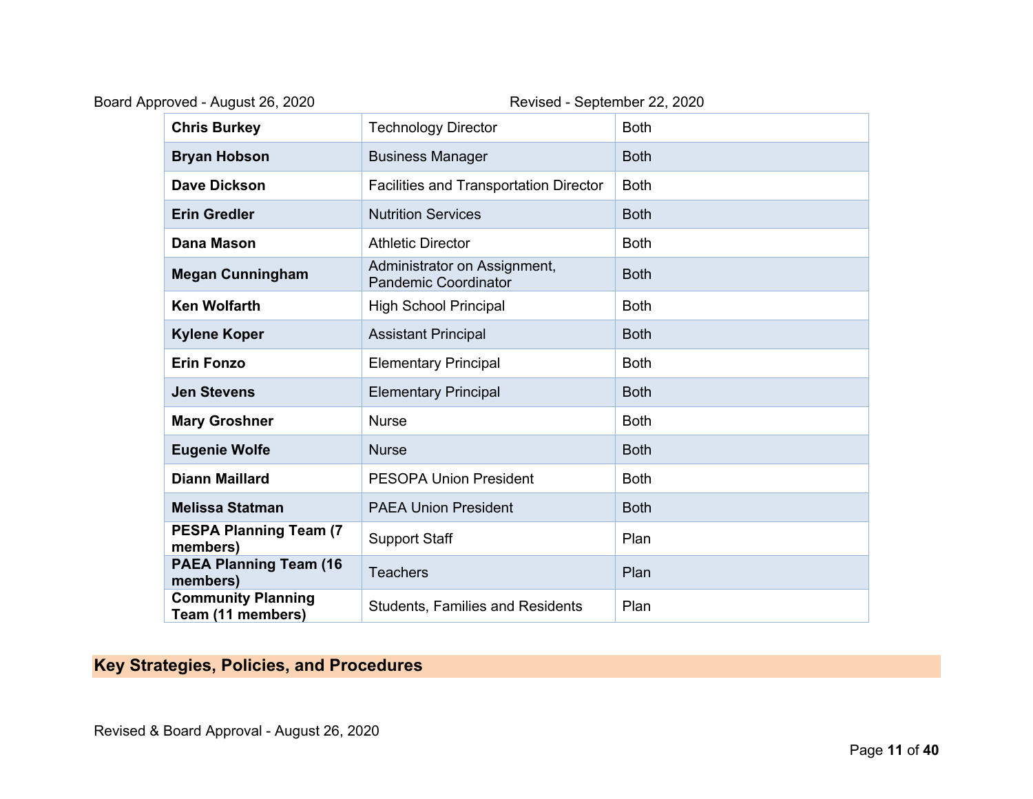| | | |
|---|---|---|
| **Chris Burkey** | Technology Director | Both |
| **Bryan Hobson** | Business Manager | Both |
| **Dave Dickson** | Facilities and Transportation Director | Both |
| **Erin Gredler** | Nutrition Services | Both |
| **Dana Mason** | Athletic Director | Both |
| **Megan Cunningham** | Administrator on Assignment, Pandemic Coordinator | Both |
| **Ken Wolfarth** | High School Principal | Both |
| **Kylene Koper** | Assistant Principal | Both |
| **Erin Fonzo** | Elementary Principal | Both |
| **Jen Stevens** | Elementary Principal | Both |
| **Mary Groshner** | Nurse | Both |
| **Eugenie Wolfe** | Nurse | Both |
| **Diann Maillard** | PESOPA Union President | Both |
| **Melissa Statman** | PAEA Union President | Both |
| **PESPA Planning Team (7 members)** | Support Staff | Plan |
| **PAEA Planning Team (16 members)** | Teachers | Plan |
| **Community Planning Team (11 members)** | Students, Families and Residents | Plan |

## Key Strategies, Policies, and Procedures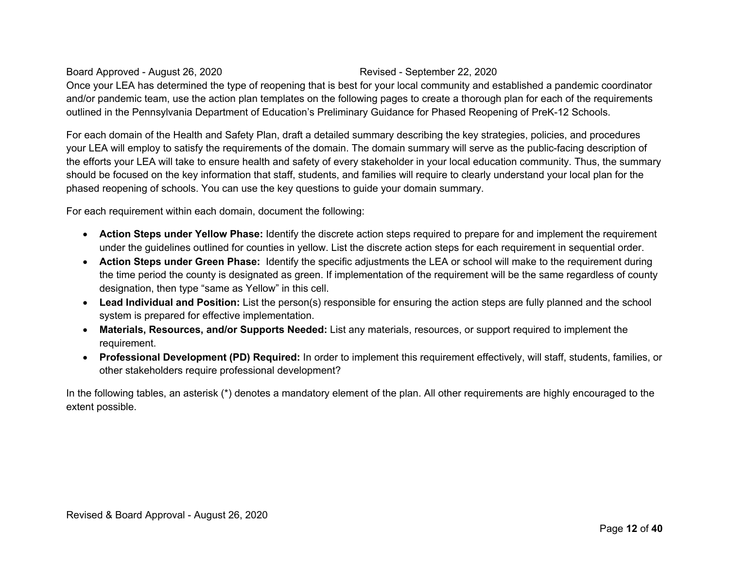Once your LEA has determined the type of reopening that is best for your local community and established a pandemic coordinator and/or pandemic team, use the action plan templates on the following pages to create a thorough plan for each of the requirements outlined in the Pennsylvania Department of Education's Preliminary Guidance for Phased Reopening of PreK-12 Schools.

For each domain of the Health and Safety Plan, draft a detailed summary describing the key strategies, policies, and procedures your LEA will employ to satisfy the requirements of the domain. The domain summary will serve as the public-facing description of the efforts your LEA will take to ensure health and safety of every stakeholder in your local education community. Thus, the summary should be focused on the key information that staff, students, and families will require to clearly understand your local plan for the phased reopening of schools. You can use the key questions to guide your domain summary.

For each requirement within each domain, document the following:

- **Action Steps under Yellow Phase:** Identify the discrete action steps required to prepare for and implement the requirement under the guidelines outlined for counties in yellow. List the discrete action steps for each requirement in sequential order.
- **Action Steps under Green Phase:** Identify the specific adjustments the LEA or school will make to the requirement during the time period the county is designated as green. If implementation of the requirement will be the same regardless of county designation, then type "same as Yellow" in this cell.
- **Lead Individual and Position:** List the person(s) responsible for ensuring the action steps are fully planned and the school system is prepared for effective implementation.
- **Materials, Resources, and/or Supports Needed:** List any materials, resources, or support required to implement the requirement.
- **Professional Development (PD) Required:** In order to implement this requirement effectively, will staff, students, families, or other stakeholders require professional development?

In the following tables, an asterisk (*) denotes a mandatory element of the plan. All other requirements are highly encouraged to the extent possible.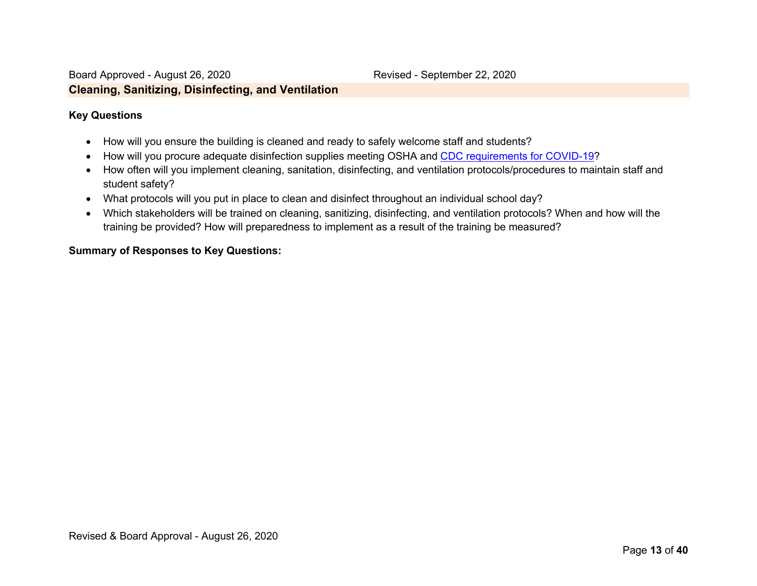## Cleaning, Sanitizing, Disinfecting, and Ventilation

**Key Questions**

- How will you ensure the building is cleaned and ready to safely welcome staff and students?
- How will you procure adequate disinfection supplies meeting OSHA and CDC requirements for COVID-19?
- How often will you implement cleaning, sanitation, disinfecting, and ventilation protocols/procedures to maintain staff and student safety?
- What protocols will you put in place to clean and disinfect throughout an individual school day?
- Which stakeholders will be trained on cleaning, sanitizing, disinfecting, and ventilation protocols? When and how will the training be provided? How will preparedness to implement as a result of the training be measured?

**Summary of Responses to Key Questions:**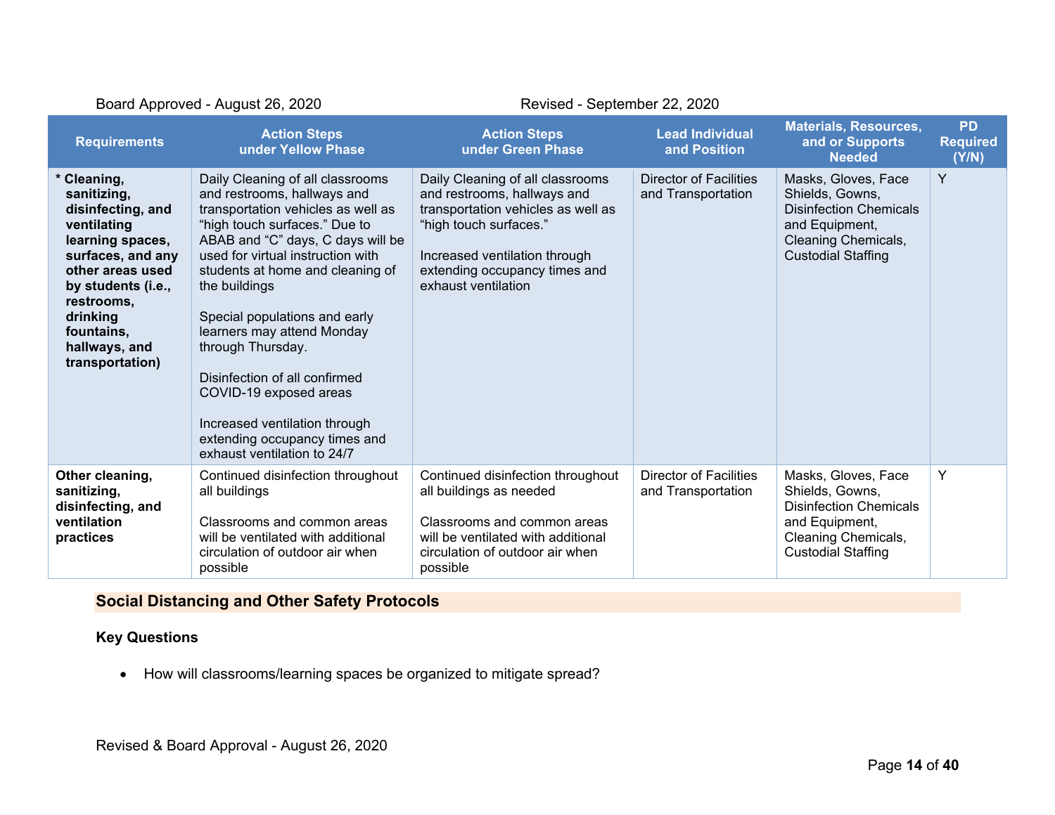Board Approved - August 26, 2020 Revised - September 22, 2020

| Requirements | Action Steps under Yellow Phase | Action Steps under Green Phase | Lead Individual and Position | Materials, Resources, and or Supports Needed | PD Required (Y/N) |
|---|---|---|---|---|---|
| **\* Cleaning, sanitizing, disinfecting, and ventilating learning spaces, surfaces, and any other areas used by students (i.e., restrooms, drinking fountains, hallways, and transportation)** | Daily Cleaning of all classrooms and restrooms, hallways and transportation vehicles as well as "high touch surfaces." Due to ABAB and "C" days, C days will be used for virtual instruction with students at home and cleaning of the buildings<br><br>Special populations and early learners may attend Monday through Thursday.<br><br>Disinfection of all confirmed COVID-19 exposed areas<br><br>Increased ventilation through extending occupancy times and exhaust ventilation to 24/7 | Daily Cleaning of all classrooms and restrooms, hallways and transportation vehicles as well as "high touch surfaces."<br><br>Increased ventilation through extending occupancy times and exhaust ventilation | Director of Facilities and Transportation | Masks, Gloves, Face Shields, Gowns, Disinfection Chemicals and Equipment, Cleaning Chemicals, Custodial Staffing | Y |
| **Other cleaning, sanitizing, disinfecting, and ventilation practices** | Continued disinfection throughout all buildings<br><br>Classrooms and common areas will be ventilated with additional circulation of outdoor air when possible | Continued disinfection throughout all buildings as needed<br><br>Classrooms and common areas will be ventilated with additional circulation of outdoor air when possible | Director of Facilities and Transportation | Masks, Gloves, Face Shields, Gowns, Disinfection Chemicals and Equipment, Cleaning Chemicals, Custodial Staffing | Y |

## Social Distancing and Other Safety Protocols

**Key Questions**

- How will classrooms/learning spaces be organized to mitigate spread?

Revised & Board Approval - August 26, 2020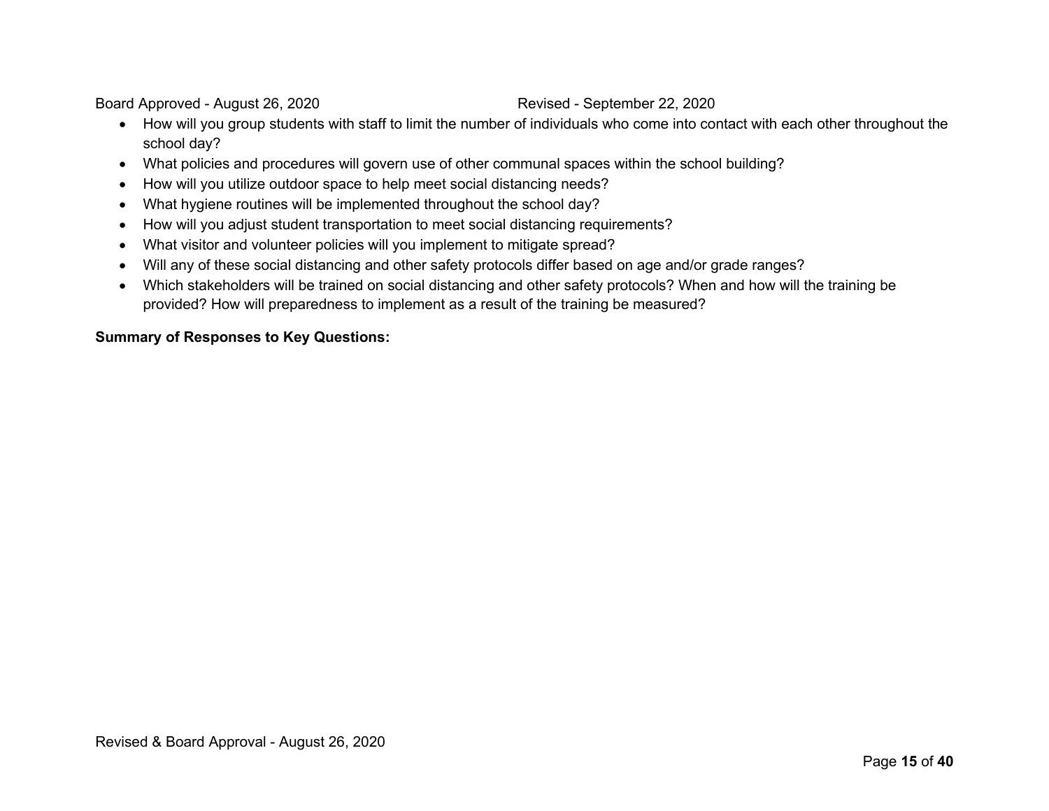- How will you group students with staff to limit the number of individuals who come into contact with each other throughout the school day?
- What policies and procedures will govern use of other communal spaces within the school building?
- How will you utilize outdoor space to help meet social distancing needs?
- What hygiene routines will be implemented throughout the school day?
- How will you adjust student transportation to meet social distancing requirements?
- What visitor and volunteer policies will you implement to mitigate spread?
- Will any of these social distancing and other safety protocols differ based on age and/or grade ranges?
- Which stakeholders will be trained on social distancing and other safety protocols? When and how will the training be provided? How will preparedness to implement as a result of the training be measured?

**Summary of Responses to Key Questions:**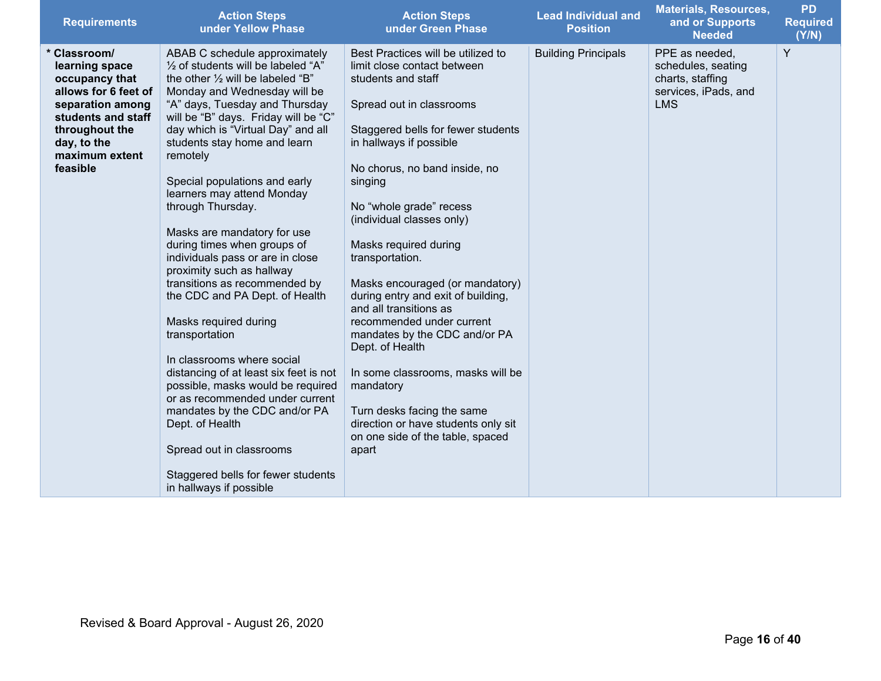| Requirements | Action Steps under Yellow Phase | Action Steps under Green Phase | Lead Individual and Position | Materials, Resources, and or Supports Needed | PD Required (Y/N) |
|---|---|---|---|---|---|
| **\* Classroom/ learning space occupancy that allows for 6 feet of separation among students and staff throughout the day, to the maximum extent feasible** | ABAB C schedule approximately ½ of students will be labeled "A" the other ½ will be labeled "B" Monday and Wednesday will be "A" days, Tuesday and Thursday will be "B" days. Friday will be "C" day which is "Virtual Day" and all students stay home and learn remotely<br><br>Special populations and early learners may attend Monday through Thursday.<br><br>Masks are mandatory for use during times when groups of individuals pass or are in close proximity such as hallway transitions as recommended by the CDC and PA Dept. of Health<br><br>Masks required during transportation<br><br>In classrooms where social distancing of at least six feet is not possible, masks would be required or as recommended under current mandates by the CDC and/or PA Dept. of Health<br><br>Spread out in classrooms<br><br>Staggered bells for fewer students in hallways if possible | Best Practices will be utilized to limit close contact between students and staff<br><br>Spread out in classrooms<br><br>Staggered bells for fewer students in hallways if possible<br><br>No chorus, no band inside, no singing<br><br>No "whole grade" recess (individual classes only)<br><br>Masks required during transportation.<br><br>Masks encouraged (or mandatory) during entry and exit of building, and all transitions as recommended under current mandates by the CDC and/or PA Dept. of Health<br><br>In some classrooms, masks will be mandatory<br><br>Turn desks facing the same direction or have students only sit on one side of the table, spaced apart | Building Principals | PPE as needed, schedules, seating charts, staffing services, iPads, and LMS | Y |

Revised & Board Approval - August 26, 2020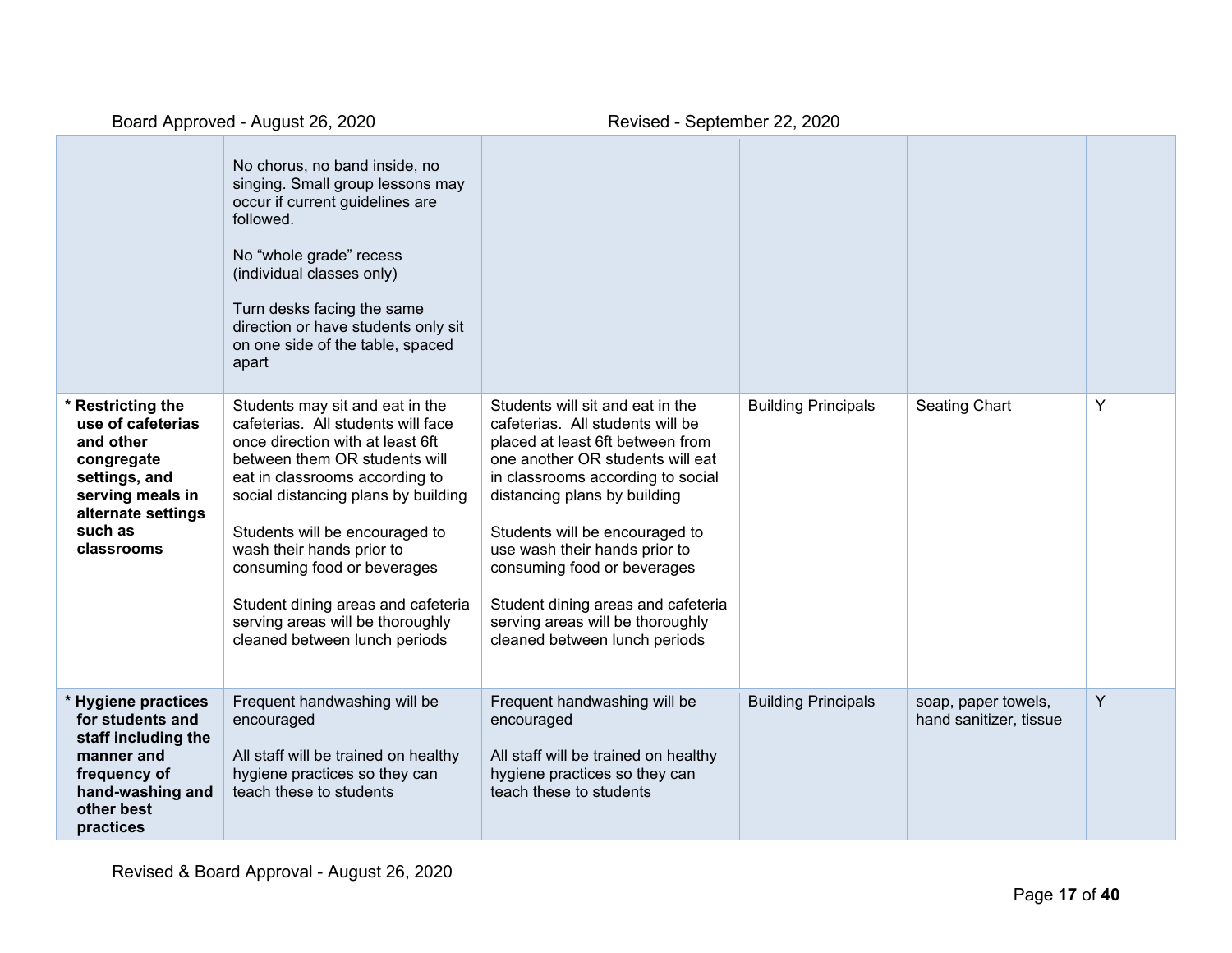| | | | | | |
|---|---|---|---|---|---|
| | No chorus, no band inside, no singing. Small group lessons may occur if current guidelines are followed.<br><br>No "whole grade" recess (individual classes only)<br><br>Turn desks facing the same direction or have students only sit on one side of the table, spaced apart | | | | |
| * **Restricting the use of cafeterias and other congregate settings, and serving meals in alternate settings such as classrooms** | Students may sit and eat in the cafeterias. All students will face once direction with at least 6ft between them OR students will eat in classrooms according to social distancing plans by building<br><br>Students will be encouraged to wash their hands prior to consuming food or beverages<br><br>Student dining areas and cafeteria serving areas will be thoroughly cleaned between lunch periods | Students will sit and eat in the cafeterias. All students will be placed at least 6ft between from one another OR students will eat in classrooms according to social distancing plans by building<br><br>Students will be encouraged to use wash their hands prior to consuming food or beverages<br><br>Student dining areas and cafeteria serving areas will be thoroughly cleaned between lunch periods | Building Principals | Seating Chart | Y |
| * **Hygiene practices for students and staff including the manner and frequency of hand-washing and other best practices** | Frequent handwashing will be encouraged<br><br>All staff will be trained on healthy hygiene practices so they can teach these to students | Frequent handwashing will be encouraged<br><br>All staff will be trained on healthy hygiene practices so they can teach these to students | Building Principals | soap, paper towels, hand sanitizer, tissue | Y |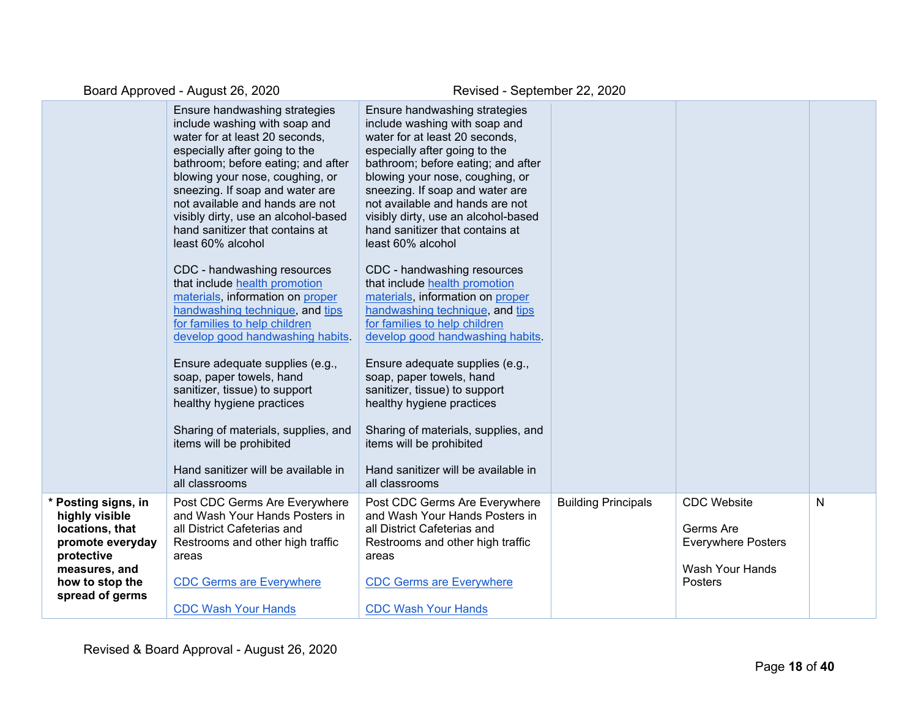Board Approved - August 26, 2020 | Revised - September 22, 2020

| | Board Approved - August 26, 2020 | Revised - September 22, 2020 | | | |
|---|---|---|---|---|---|
| | Ensure handwashing strategies include washing with soap and water for at least 20 seconds, especially after going to the bathroom; before eating; and after blowing your nose, coughing, or sneezing. If soap and water are not available and hands are not visibly dirty, use an alcohol-based hand sanitizer that contains at least 60% alcohol<br><br>CDC - handwashing resources that include health promotion materials, information on proper handwashing technique, and tips for families to help children develop good handwashing habits.<br><br>Ensure adequate supplies (e.g., soap, paper towels, hand sanitizer, tissue) to support healthy hygiene practices<br><br>Sharing of materials, supplies, and items will be prohibited<br><br>Hand sanitizer will be available in all classrooms | Ensure handwashing strategies include washing with soap and water for at least 20 seconds, especially after going to the bathroom; before eating; and after blowing your nose, coughing, or sneezing. If soap and water are not available and hands are not visibly dirty, use an alcohol-based hand sanitizer that contains at least 60% alcohol<br><br>CDC - handwashing resources that include health promotion materials, information on proper handwashing technique, and tips for families to help children develop good handwashing habits.<br><br>Ensure adequate supplies (e.g., soap, paper towels, hand sanitizer, tissue) to support healthy hygiene practices<br><br>Sharing of materials, supplies, and items will be prohibited<br><br>Hand sanitizer will be available in all classrooms | | | |
| * **Posting signs, in highly visible locations, that promote everyday protective measures, and how to stop the spread of germs** | Post CDC Germs Are Everywhere and Wash Your Hands Posters in all District Cafeterias and Restrooms and other high traffic areas<br><br>CDC Germs are Everywhere<br><br>CDC Wash Your Hands | Post CDC Germs Are Everywhere and Wash Your Hands Posters in all District Cafeterias and Restrooms and other high traffic areas<br><br>CDC Germs are Everywhere<br><br>CDC Wash Your Hands | Building Principals | CDC Website<br><br>Germs Are Everywhere Posters<br><br>Wash Your Hands Posters | N |

Revised & Board Approval - August 26, 2020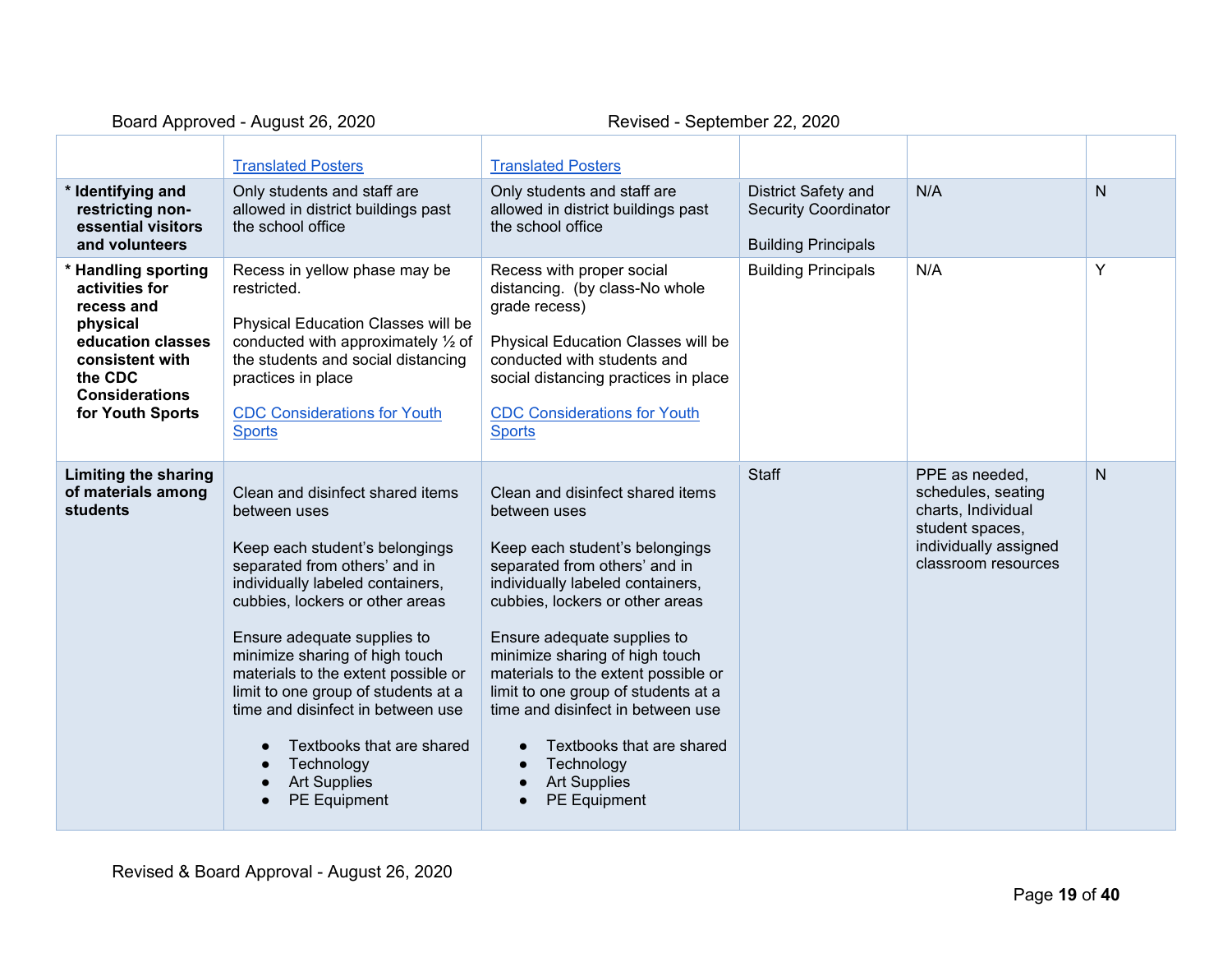Board Approved - August 26, 2020 Revised - September 22, 2020

| | | | | | |
|---|---|---|---|---|---|
| | Translated Posters | Translated Posters | | | |
| * **Identifying and restricting non-essential visitors and volunteers** | Only students and staff are allowed in district buildings past the school office | Only students and staff are allowed in district buildings past the school office | District Safety and Security Coordinator<br><br>Building Principals | N/A | N |
| * **Handling sporting activities for recess and physical education classes consistent with the CDC Considerations for Youth Sports** | Recess in yellow phase may be restricted.<br><br>Physical Education Classes will be conducted with approximately ½ of the students and social distancing practices in place<br><br>CDC Considerations for Youth Sports | Recess with proper social distancing. (by class-No whole grade recess)<br><br>Physical Education Classes will be conducted with students and social distancing practices in place<br><br>CDC Considerations for Youth Sports | Building Principals | N/A | Y |
| **Limiting the sharing of materials among students** | Clean and disinfect shared items between uses<br><br>Keep each student's belongings separated from others' and in individually labeled containers, cubbies, lockers or other areas<br><br>Ensure adequate supplies to minimize sharing of high touch materials to the extent possible or limit to one group of students at a time and disinfect in between use<br><br>● Textbooks that are shared<br>● Technology<br>● Art Supplies<br>● PE Equipment | Clean and disinfect shared items between uses<br><br>Keep each student's belongings separated from others' and in individually labeled containers, cubbies, lockers or other areas<br><br>Ensure adequate supplies to minimize sharing of high touch materials to the extent possible or limit to one group of students at a time and disinfect in between use<br><br>● Textbooks that are shared<br>● Technology<br>● Art Supplies<br>● PE Equipment | Staff | PPE as needed, schedules, seating charts, Individual student spaces, individually assigned classroom resources | N |

Revised & Board Approval - August 26, 2020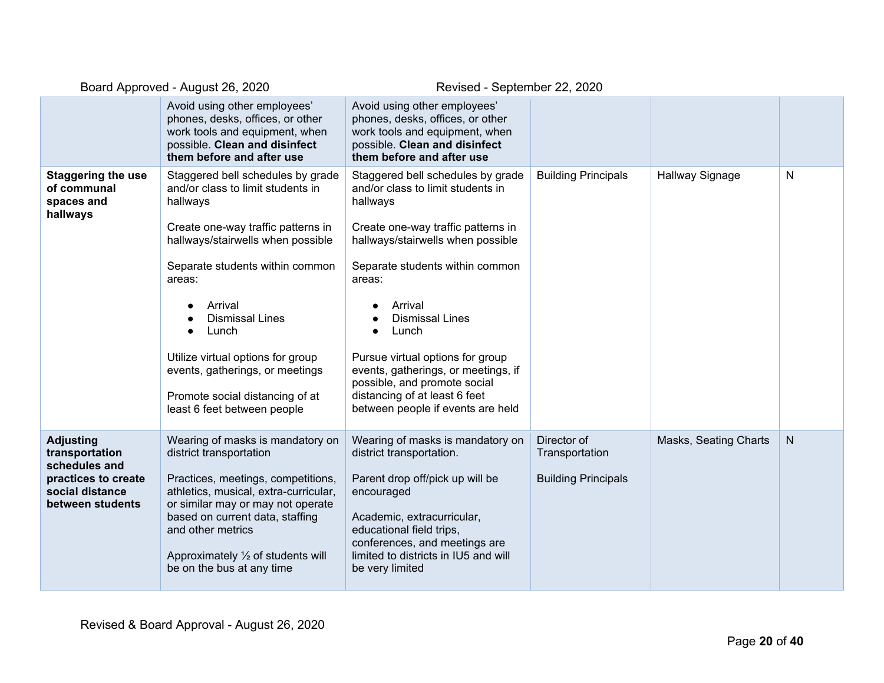| | | | | | |
|---|---|---|---|---|---|
| | Avoid using other employees' phones, desks, offices, or other work tools and equipment, when possible. **Clean and disinfect them before and after use** | Avoid using other employees' phones, desks, offices, or other work tools and equipment, when possible. **Clean and disinfect them before and after use** | | | |
| **Staggering the use of communal spaces and hallways** | Staggered bell schedules by grade and/or class to limit students in hallways<br><br>Create one-way traffic patterns in hallways/stairwells when possible<br><br>Separate students within common areas:<br>● Arrival<br>● Dismissal Lines<br>● Lunch<br><br>Utilize virtual options for group events, gatherings, or meetings<br><br>Promote social distancing of at least 6 feet between people | Staggered bell schedules by grade and/or class to limit students in hallways<br><br>Create one-way traffic patterns in hallways/stairwells when possible<br><br>Separate students within common areas:<br>● Arrival<br>● Dismissal Lines<br>● Lunch<br><br>Pursue virtual options for group events, gatherings, or meetings, if possible, and promote social distancing of at least 6 feet between people if events are held | Building Principals | Hallway Signage | N |
| **Adjusting transportation schedules and practices to create social distance between students** | Wearing of masks is mandatory on district transportation<br><br>Practices, meetings, competitions, athletics, musical, extra-curricular, or similar may or may not operate based on current data, staffing and other metrics<br><br>Approximately ½ of students will be on the bus at any time | Wearing of masks is mandatory on district transportation.<br><br>Parent drop off/pick up will be encouraged<br><br>Academic, extracurricular, educational field trips, conferences, and meetings are limited to districts in IU5 and will be very limited | Director of Transportation<br><br>Building Principals | Masks, Seating Charts | N |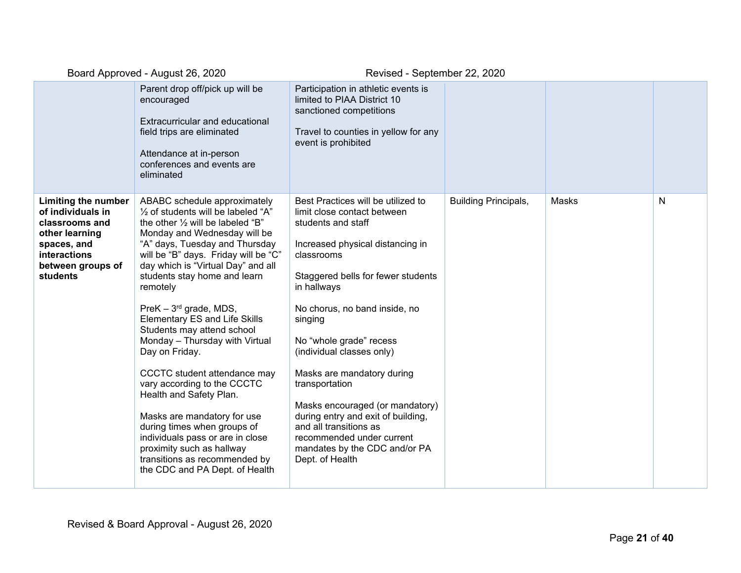| | | | | | |
|---|---|---|---|---|---|
| | Parent drop off/pick up will be encouraged<br><br>Extracurricular and educational field trips are eliminated<br><br>Attendance at in-person conferences and events are eliminated | Participation in athletic events is limited to PIAA District 10 sanctioned competitions<br><br>Travel to counties in yellow for any event is prohibited | | | |
| **Limiting the number of individuals in classrooms and other learning spaces, and interactions between groups of students** | ABABC schedule approximately ½ of students will be labeled "A" the other ½ will be labeled "B" Monday and Wednesday will be "A" days, Tuesday and Thursday will be "B" days. Friday will be "C" day which is "Virtual Day" and all students stay home and learn remotely<br><br>PreK – 3rd grade, MDS, Elementary ES and Life Skills Students may attend school Monday – Thursday with Virtual Day on Friday.<br><br>CCCTC student attendance may vary according to the CCCTC Health and Safety Plan.<br><br>Masks are mandatory for use during times when groups of individuals pass or are in close proximity such as hallway transitions as recommended by the CDC and PA Dept. of Health | Best Practices will be utilized to limit close contact between students and staff<br><br>Increased physical distancing in classrooms<br><br>Staggered bells for fewer students in hallways<br><br>No chorus, no band inside, no singing<br><br>No "whole grade" recess (individual classes only)<br><br>Masks are mandatory during transportation<br><br>Masks encouraged (or mandatory) during entry and exit of building, and all transitions as recommended under current mandates by the CDC and/or PA Dept. of Health | Building Principals, | Masks | N |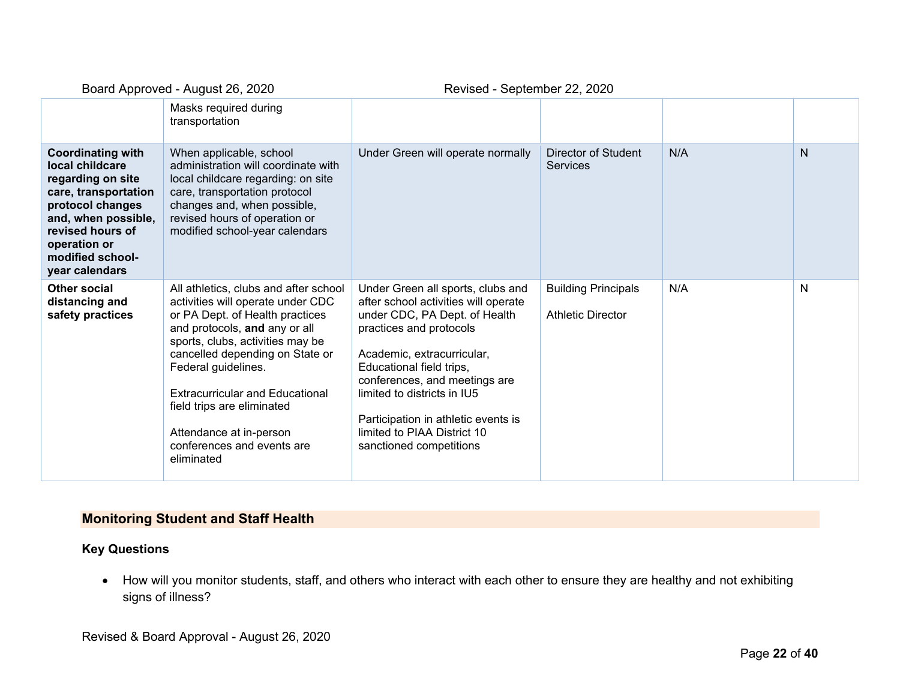| | | | | | |
|---|---|---|---|---|---|
| | Masks required during transportation | | | | |
| **Coordinating with local childcare regarding on site care, transportation protocol changes and, when possible, revised hours of operation or modified school-year calendars** | When applicable, school administration will coordinate with local childcare regarding: on site care, transportation protocol changes and, when possible, revised hours of operation or modified school-year calendars | Under Green will operate normally | Director of Student Services | N/A | N |
| **Other social distancing and safety practices** | All athletics, clubs and after school activities will operate under CDC or PA Dept. of Health practices and protocols, **and** any or all sports, clubs, activities may be cancelled depending on State or Federal guidelines.<br><br>Extracurricular and Educational field trips are eliminated<br><br>Attendance at in-person conferences and events are eliminated | Under Green all sports, clubs and after school activities will operate under CDC, PA Dept. of Health practices and protocols<br><br>Academic, extracurricular, Educational field trips, conferences, and meetings are limited to districts in IU5<br><br>Participation in athletic events is limited to PIAA District 10 sanctioned competitions | Building Principals<br><br>Athletic Director | N/A | N |

## Monitoring Student and Staff Health

### Key Questions

- How will you monitor students, staff, and others who interact with each other to ensure they are healthy and not exhibiting signs of illness?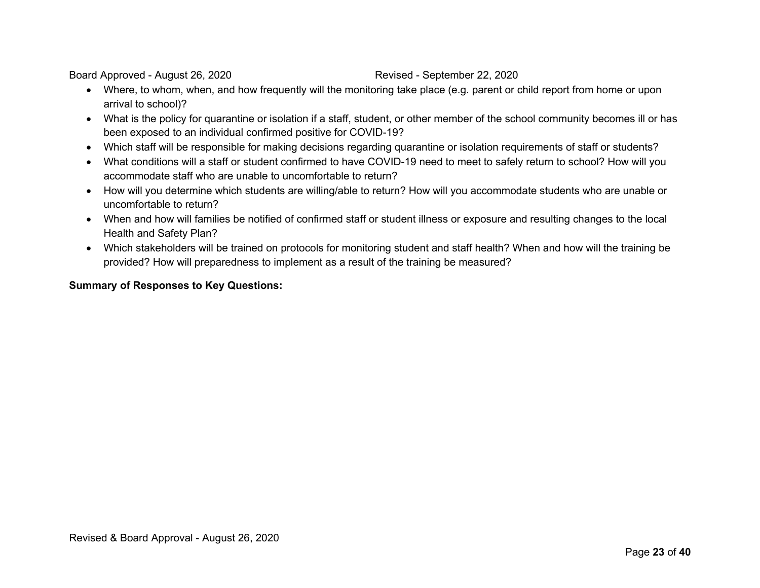- Where, to whom, when, and how frequently will the monitoring take place (e.g. parent or child report from home or upon arrival to school)?
- What is the policy for quarantine or isolation if a staff, student, or other member of the school community becomes ill or has been exposed to an individual confirmed positive for COVID-19?
- Which staff will be responsible for making decisions regarding quarantine or isolation requirements of staff or students?
- What conditions will a staff or student confirmed to have COVID-19 need to meet to safely return to school? How will you accommodate staff who are unable to uncomfortable to return?
- How will you determine which students are willing/able to return? How will you accommodate students who are unable or uncomfortable to return?
- When and how will families be notified of confirmed staff or student illness or exposure and resulting changes to the local Health and Safety Plan?
- Which stakeholders will be trained on protocols for monitoring student and staff health? When and how will the training be provided? How will preparedness to implement as a result of the training be measured?

**Summary of Responses to Key Questions:**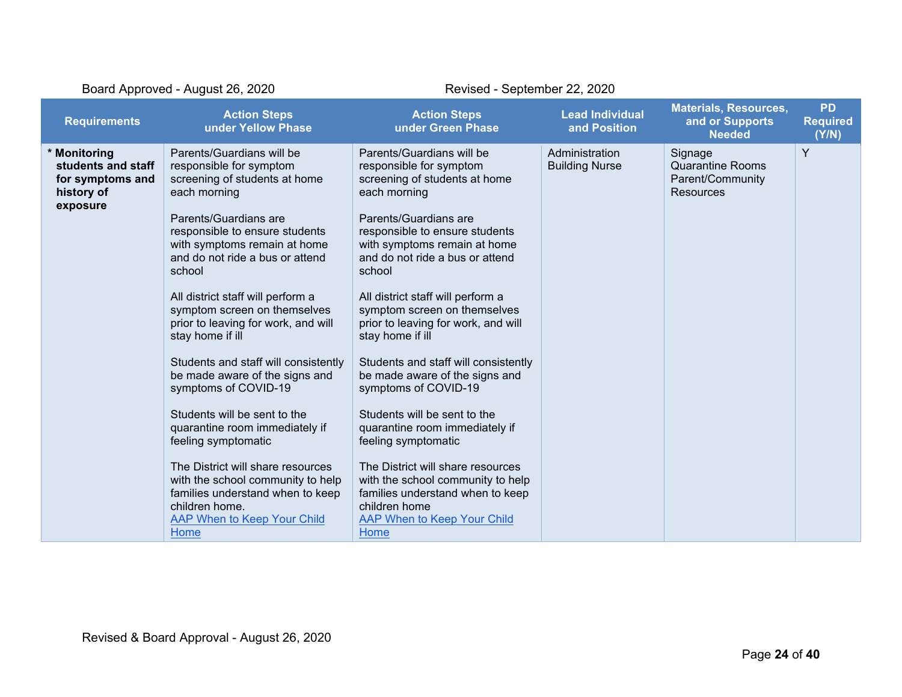Board Approved - August 26, 2020 Revised - September 22, 2020

| Requirements | Action Steps under Yellow Phase | Action Steps under Green Phase | Lead Individual and Position | Materials, Resources, and or Supports Needed | PD Required (Y/N) |
|---|---|---|---|---|---|
| * **Monitoring students and staff for symptoms and history of exposure** | Parents/Guardians will be responsible for symptom screening of students at home each morning<br><br>Parents/Guardians are responsible to ensure students with symptoms remain at home and do not ride a bus or attend school<br><br>All district staff will perform a symptom screen on themselves prior to leaving for work, and will stay home if ill<br><br>Students and staff will consistently be made aware of the signs and symptoms of COVID-19<br><br>Students will be sent to the quarantine room immediately if feeling symptomatic<br><br>The District will share resources with the school community to help families understand when to keep children home. [AAP When to Keep Your Child Home]() | Parents/Guardians will be responsible for symptom screening of students at home each morning<br><br>Parents/Guardians are responsible to ensure students with symptoms remain at home and do not ride a bus or attend school<br><br>All district staff will perform a symptom screen on themselves prior to leaving for work, and will stay home if ill<br><br>Students and staff will consistently be made aware of the signs and symptoms of COVID-19<br><br>Students will be sent to the quarantine room immediately if feeling symptomatic<br><br>The District will share resources with the school community to help families understand when to keep children home [AAP When to Keep Your Child Home]() | Administration<br>Building Nurse | Signage<br>Quarantine Rooms<br>Parent/Community Resources | Y |

Revised & Board Approval - August 26, 2020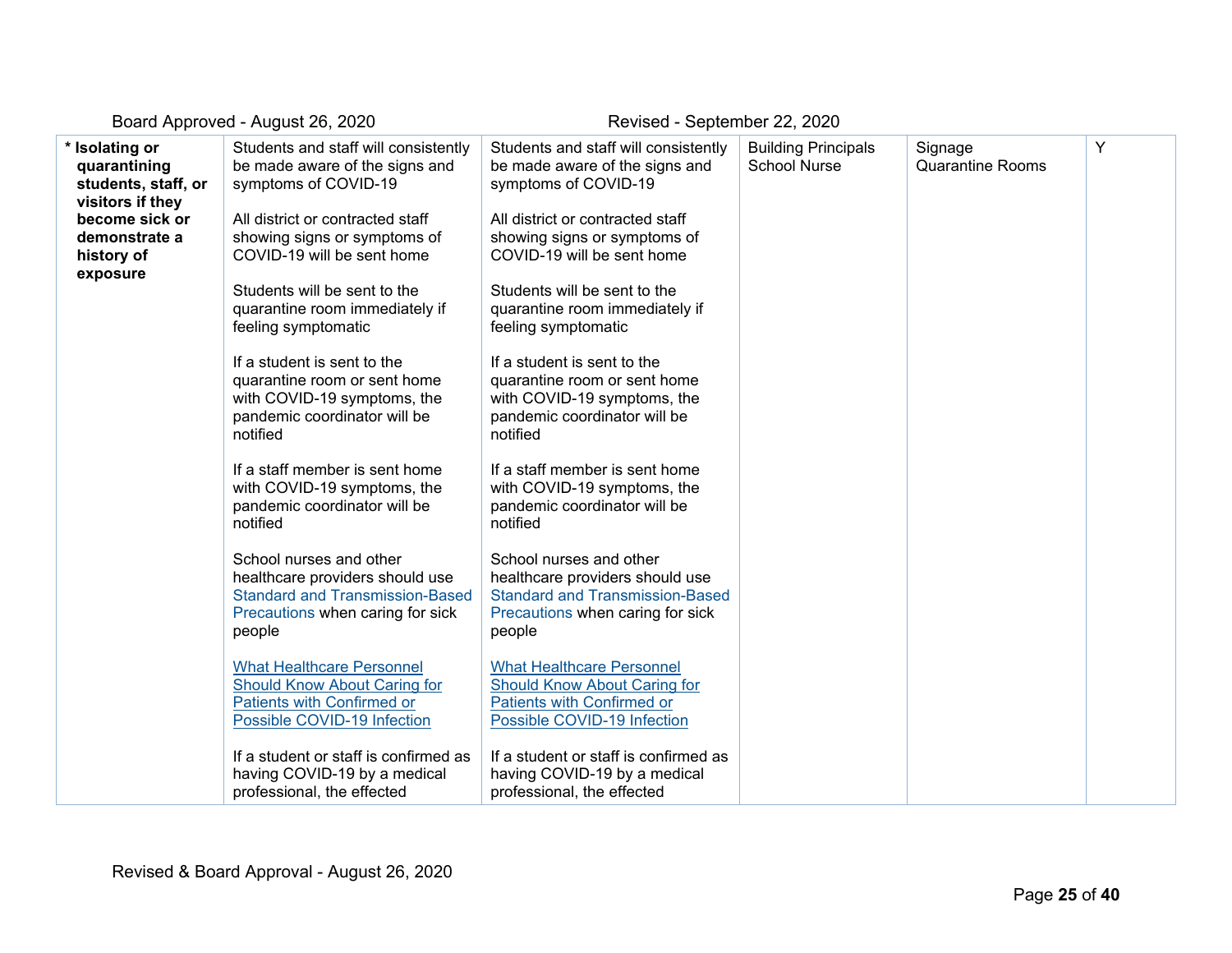| Board Approved - August 26, 2020 | | Revised - September 22, 2020 | | | |
|---|---|---|---|---|---|
| **\* Isolating or quarantining students, staff, or visitors if they become sick or demonstrate a history of exposure** | Students and staff will consistently be made aware of the signs and symptoms of COVID-19<br><br>All district or contracted staff showing signs or symptoms of COVID-19 will be sent home<br><br>Students will be sent to the quarantine room immediately if feeling symptomatic<br><br>If a student is sent to the quarantine room or sent home with COVID-19 symptoms, the pandemic coordinator will be notified<br><br>If a staff member is sent home with COVID-19 symptoms, the pandemic coordinator will be notified<br><br>School nurses and other healthcare providers should use Standard and Transmission-Based Precautions when caring for sick people<br><br>What Healthcare Personnel Should Know About Caring for Patients with Confirmed or Possible COVID-19 Infection<br><br>If a student or staff is confirmed as having COVID-19 by a medical professional, the effected | Students and staff will consistently be made aware of the signs and symptoms of COVID-19<br><br>All district or contracted staff showing signs or symptoms of COVID-19 will be sent home<br><br>Students will be sent to the quarantine room immediately if feeling symptomatic<br><br>If a student is sent to the quarantine room or sent home with COVID-19 symptoms, the pandemic coordinator will be notified<br><br>If a staff member is sent home with COVID-19 symptoms, the pandemic coordinator will be notified<br><br>School nurses and other healthcare providers should use Standard and Transmission-Based Precautions when caring for sick people<br><br>What Healthcare Personnel Should Know About Caring for Patients with Confirmed or Possible COVID-19 Infection<br><br>If a student or staff is confirmed as having COVID-19 by a medical professional, the effected | Building Principals<br>School Nurse | Signage<br>Quarantine Rooms | Y |

Revised & Board Approval - August 26, 2020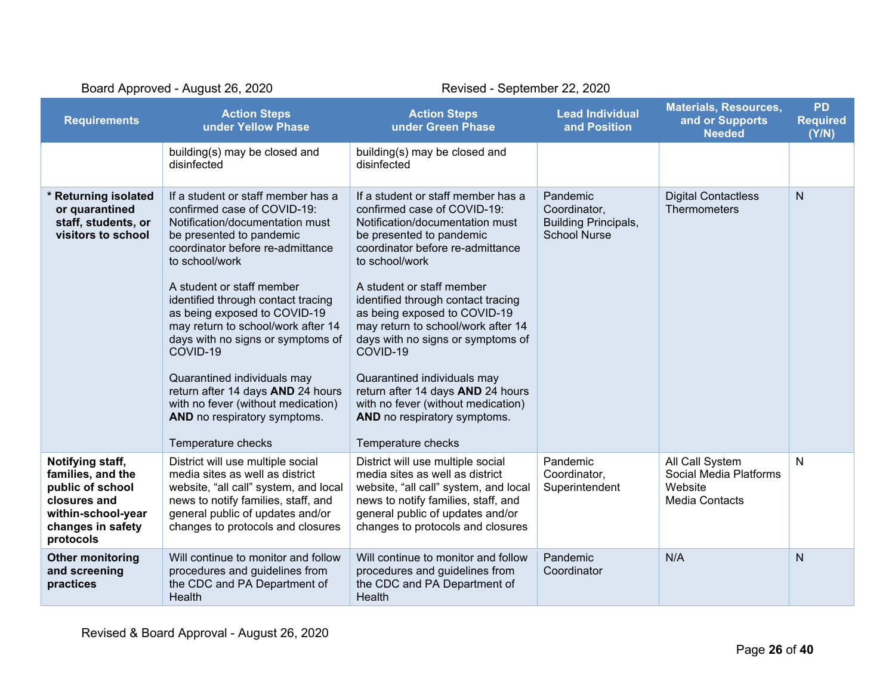Board Approved - August 26, 2020 Revised - September 22, 2020

| Requirements | Action Steps under Yellow Phase | Action Steps under Green Phase | Lead Individual and Position | Materials, Resources, and or Supports Needed | PD Required (Y/N) |
|---|---|---|---|---|---|
| | building(s) may be closed and disinfected | building(s) may be closed and disinfected | | | |
| **\* Returning isolated or quarantined staff, students, or visitors to school** | If a student or staff member has a confirmed case of COVID-19: Notification/documentation must be presented to pandemic coordinator before re-admittance to school/work<br><br>A student or staff member identified through contact tracing as being exposed to COVID-19 may return to school/work after 14 days with no signs or symptoms of COVID-19<br><br>Quarantined individuals may return after 14 days **AND** 24 hours with no fever (without medication) **AND** no respiratory symptoms.<br><br>Temperature checks | If a student or staff member has a confirmed case of COVID-19: Notification/documentation must be presented to pandemic coordinator before re-admittance to school/work<br><br>A student or staff member identified through contact tracing as being exposed to COVID-19 may return to school/work after 14 days with no signs or symptoms of COVID-19<br><br>Quarantined individuals may return after 14 days **AND** 24 hours with no fever (without medication) **AND** no respiratory symptoms.<br><br>Temperature checks | Pandemic Coordinator, Building Principals, School Nurse | Digital Contactless Thermometers | N |
| **Notifying staff, families, and the public of school closures and within-school-year changes in safety protocols** | District will use multiple social media sites as well as district website, "all call" system, and local news to notify families, staff, and general public of updates and/or changes to protocols and closures | District will use multiple social media sites as well as district website, "all call" system, and local news to notify families, staff, and general public of updates and/or changes to protocols and closures | Pandemic Coordinator, Superintendent | All Call System<br>Social Media Platforms<br>Website<br>Media Contacts | N |
| **Other monitoring and screening practices** | Will continue to monitor and follow procedures and guidelines from the CDC and PA Department of Health | Will continue to monitor and follow procedures and guidelines from the CDC and PA Department of Health | Pandemic Coordinator | N/A | N |

Revised & Board Approval - August 26, 2020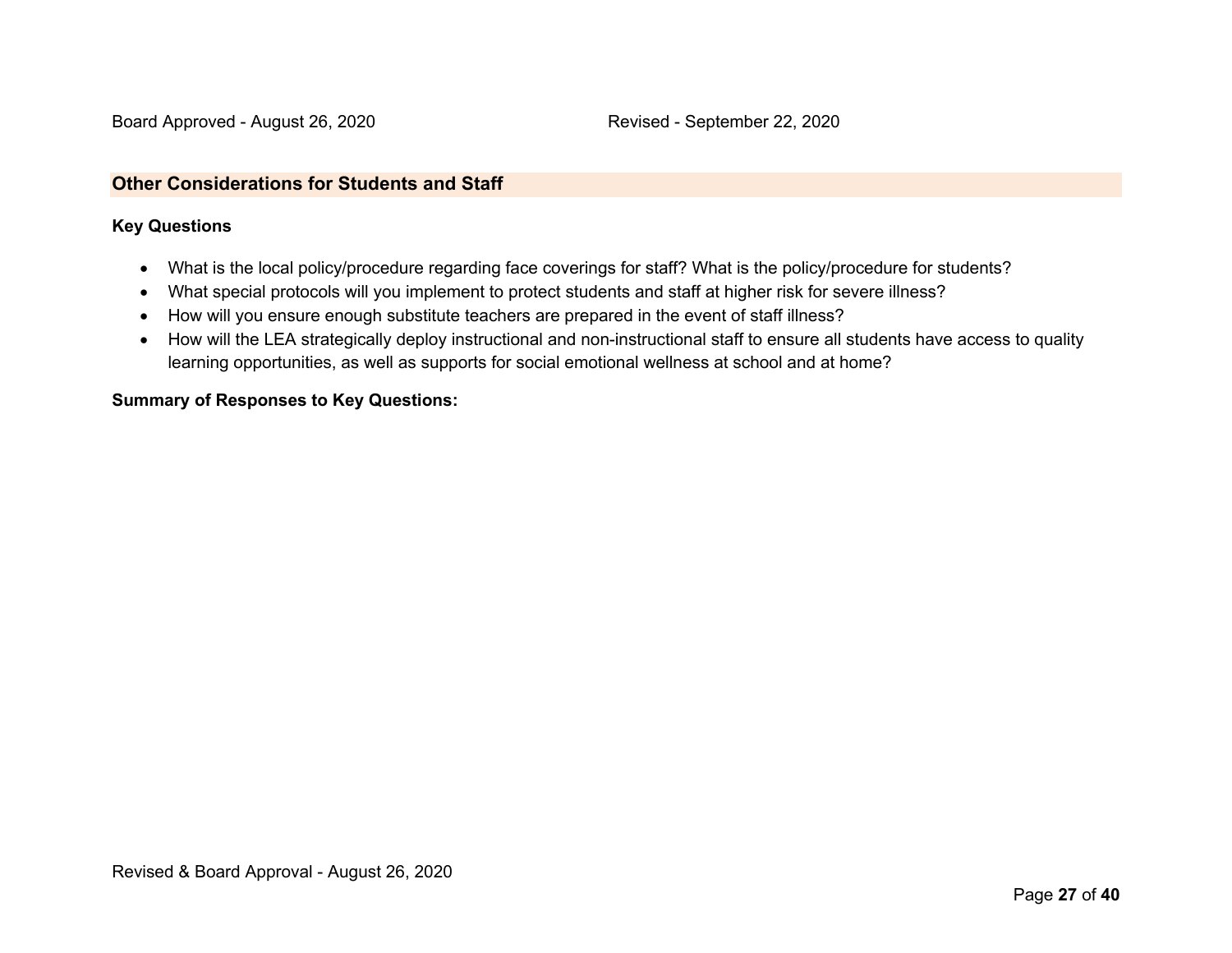## Other Considerations for Students and Staff

**Key Questions**

- What is the local policy/procedure regarding face coverings for staff? What is the policy/procedure for students?
- What special protocols will you implement to protect students and staff at higher risk for severe illness?
- How will you ensure enough substitute teachers are prepared in the event of staff illness?
- How will the LEA strategically deploy instructional and non-instructional staff to ensure all students have access to quality learning opportunities, as well as supports for social emotional wellness at school and at home?

**Summary of Responses to Key Questions:**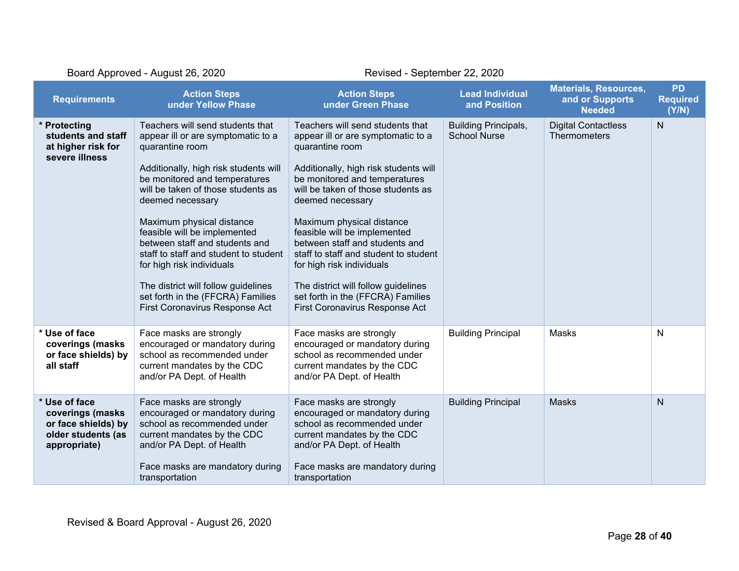Board Approved - August 26, 2020 Revised - September 22, 2020

| Requirements | Action Steps under Yellow Phase | Action Steps under Green Phase | Lead Individual and Position | Materials, Resources, and or Supports Needed | PD Required (Y/N) |
|---|---|---|---|---|---|
| **\* Protecting students and staff at higher risk for severe illness** | Teachers will send students that appear ill or are symptomatic to a quarantine room<br><br>Additionally, high risk students will be monitored and temperatures will be taken of those students as deemed necessary<br><br>Maximum physical distance feasible will be implemented between staff and students and staff to staff and student to student for high risk individuals<br><br>The district will follow guidelines set forth in the (FFCRA) Families First Coronavirus Response Act | Teachers will send students that appear ill or are symptomatic to a quarantine room<br><br>Additionally, high risk students will be monitored and temperatures will be taken of those students as deemed necessary<br><br>Maximum physical distance feasible will be implemented between staff and students and staff to staff and student to student for high risk individuals<br><br>The district will follow guidelines set forth in the (FFCRA) Families First Coronavirus Response Act | Building Principals, School Nurse | Digital Contactless Thermometers | N |
| **\* Use of face coverings (masks or face shields) by all staff** | Face masks are strongly encouraged or mandatory during school as recommended under current mandates by the CDC and/or PA Dept. of Health | Face masks are strongly encouraged or mandatory during school as recommended under current mandates by the CDC and/or PA Dept. of Health | Building Principal | Masks | N |
| **\* Use of face coverings (masks or face shields) by older students (as appropriate)** | Face masks are strongly encouraged or mandatory during school as recommended under current mandates by the CDC and/or PA Dept. of Health<br><br>Face masks are mandatory during transportation | Face masks are strongly encouraged or mandatory during school as recommended under current mandates by the CDC and/or PA Dept. of Health<br><br>Face masks are mandatory during transportation | Building Principal | Masks | N |

Revised & Board Approval - August 26, 2020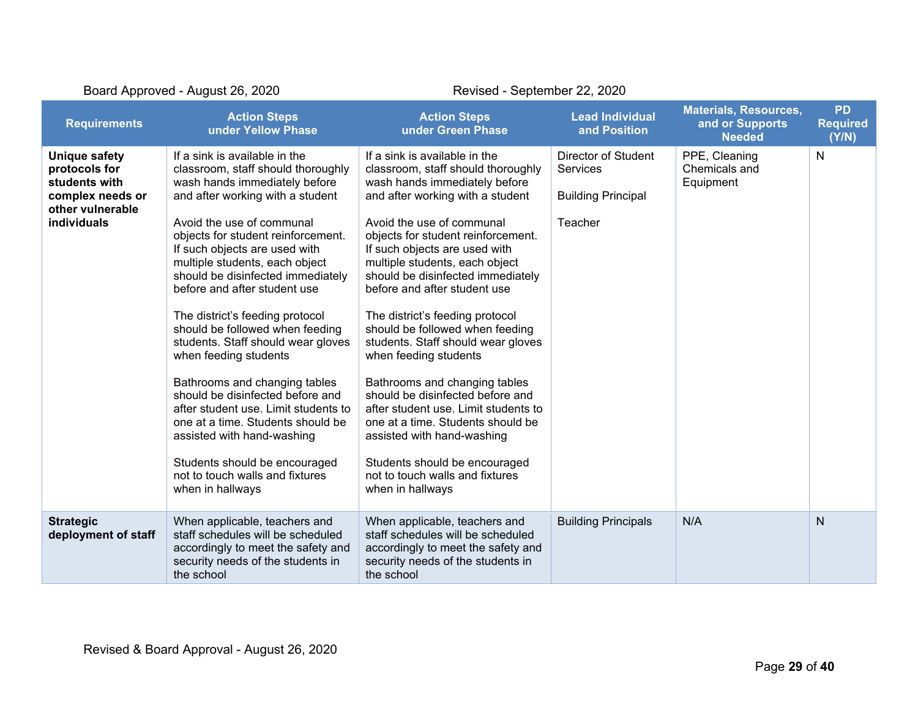Board Approved - August 26, 2020 Revised - September 22, 2020

| Requirements | Action Steps under Yellow Phase | Action Steps under Green Phase | Lead Individual and Position | Materials, Resources, and or Supports Needed | PD Required (Y/N) |
|---|---|---|---|---|---|
| **Unique safety protocols for students with complex needs or other vulnerable individuals** | If a sink is available in the classroom, staff should thoroughly wash hands immediately before and after working with a student<br><br>Avoid the use of communal objects for student reinforcement. If such objects are used with multiple students, each object should be disinfected immediately before and after student use<br><br>The district's feeding protocol should be followed when feeding students. Staff should wear gloves when feeding students<br><br>Bathrooms and changing tables should be disinfected before and after student use. Limit students to one at a time. Students should be assisted with hand-washing<br><br>Students should be encouraged not to touch walls and fixtures when in hallways | If a sink is available in the classroom, staff should thoroughly wash hands immediately before and after working with a student<br><br>Avoid the use of communal objects for student reinforcement. If such objects are used with multiple students, each object should be disinfected immediately before and after student use<br><br>The district's feeding protocol should be followed when feeding students. Staff should wear gloves when feeding students<br><br>Bathrooms and changing tables should be disinfected before and after student use. Limit students to one at a time. Students should be assisted with hand-washing<br><br>Students should be encouraged not to touch walls and fixtures when in hallways | Director of Student Services<br><br>Building Principal<br><br>Teacher | PPE, Cleaning Chemicals and Equipment | N |
| **Strategic deployment of staff** | When applicable, teachers and staff schedules will be scheduled accordingly to meet the safety and security needs of the students in the school | When applicable, teachers and staff schedules will be scheduled accordingly to meet the safety and security needs of the students in the school | Building Principals | N/A | N |

Revised & Board Approval - August 26, 2020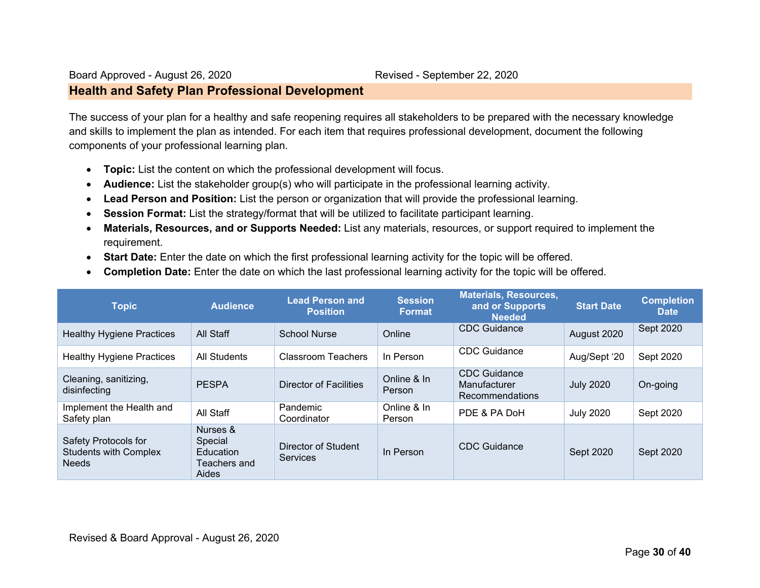Board Approved - August 26, 2020 Revised - September 22, 2020

## Health and Safety Plan Professional Development

The success of your plan for a healthy and safe reopening requires all stakeholders to be prepared with the necessary knowledge and skills to implement the plan as intended. For each item that requires professional development, document the following components of your professional learning plan.

- **Topic:** List the content on which the professional development will focus.
- **Audience:** List the stakeholder group(s) who will participate in the professional learning activity.
- **Lead Person and Position:** List the person or organization that will provide the professional learning.
- **Session Format:** List the strategy/format that will be utilized to facilitate participant learning.
- **Materials, Resources, and or Supports Needed:** List any materials, resources, or support required to implement the requirement.
- **Start Date:** Enter the date on which the first professional learning activity for the topic will be offered.
- **Completion Date:** Enter the date on which the last professional learning activity for the topic will be offered.

| Topic | Audience | Lead Person and Position | Session Format | Materials, Resources, and or Supports Needed | Start Date | Completion Date |
|---|---|---|---|---|---|---|
| Healthy Hygiene Practices | All Staff | School Nurse | Online | CDC Guidance | August 2020 | Sept 2020 |
| Healthy Hygiene Practices | All Students | Classroom Teachers | In Person | CDC Guidance | Aug/Sept '20 | Sept 2020 |
| Cleaning, sanitizing, disinfecting | PESPA | Director of Facilities | Online & In Person | CDC Guidance Manufacturer Recommendations | July 2020 | On-going |
| Implement the Health and Safety plan | All Staff | Pandemic Coordinator | Online & In Person | PDE & PA DoH | July 2020 | Sept 2020 |
| Safety Protocols for Students with Complex Needs | Nurses & Special Education Teachers and Aides | Director of Student Services | In Person | CDC Guidance | Sept 2020 | Sept 2020 |

Revised & Board Approval - August 26, 2020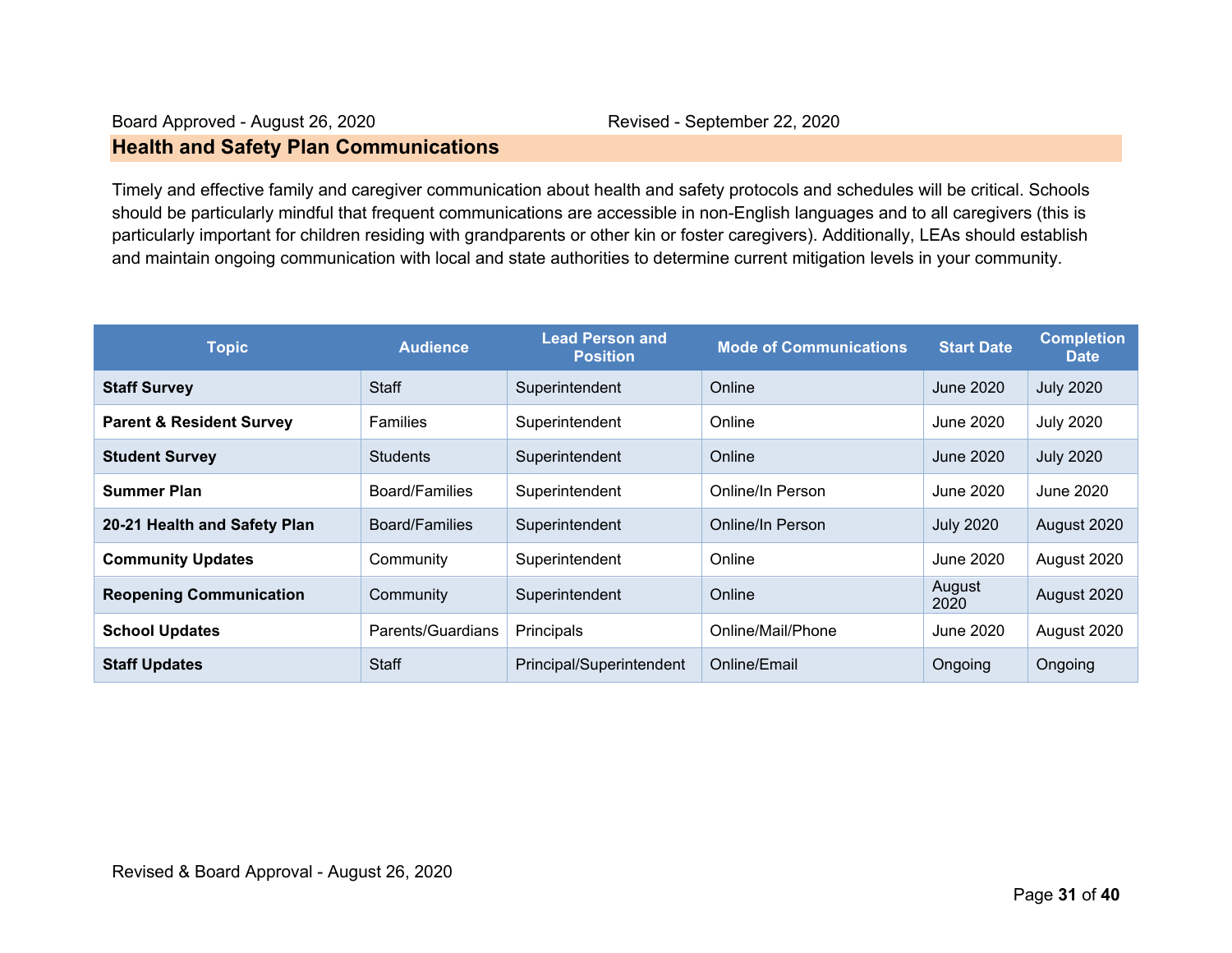Board Approved - August 26, 2020 Revised - September 22, 2020

## Health and Safety Plan Communications

Timely and effective family and caregiver communication about health and safety protocols and schedules will be critical. Schools should be particularly mindful that frequent communications are accessible in non-English languages and to all caregivers (this is particularly important for children residing with grandparents or other kin or foster caregivers). Additionally, LEAs should establish and maintain ongoing communication with local and state authorities to determine current mitigation levels in your community.

| Topic | Audience | Lead Person and Position | Mode of Communications | Start Date | Completion Date |
|---|---|---|---|---|---|
| **Staff Survey** | Staff | Superintendent | Online | June 2020 | July 2020 |
| **Parent & Resident Survey** | Families | Superintendent | Online | June 2020 | July 2020 |
| **Student Survey** | Students | Superintendent | Online | June 2020 | July 2020 |
| **Summer Plan** | Board/Families | Superintendent | Online/In Person | June 2020 | June 2020 |
| **20-21 Health and Safety Plan** | Board/Families | Superintendent | Online/In Person | July 2020 | August 2020 |
| **Community Updates** | Community | Superintendent | Online | June 2020 | August 2020 |
| **Reopening Communication** | Community | Superintendent | Online | August 2020 | August 2020 |
| **School Updates** | Parents/Guardians | Principals | Online/Mail/Phone | June 2020 | August 2020 |
| **Staff Updates** | Staff | Principal/Superintendent | Online/Email | Ongoing | Ongoing |

Revised & Board Approval - August 26, 2020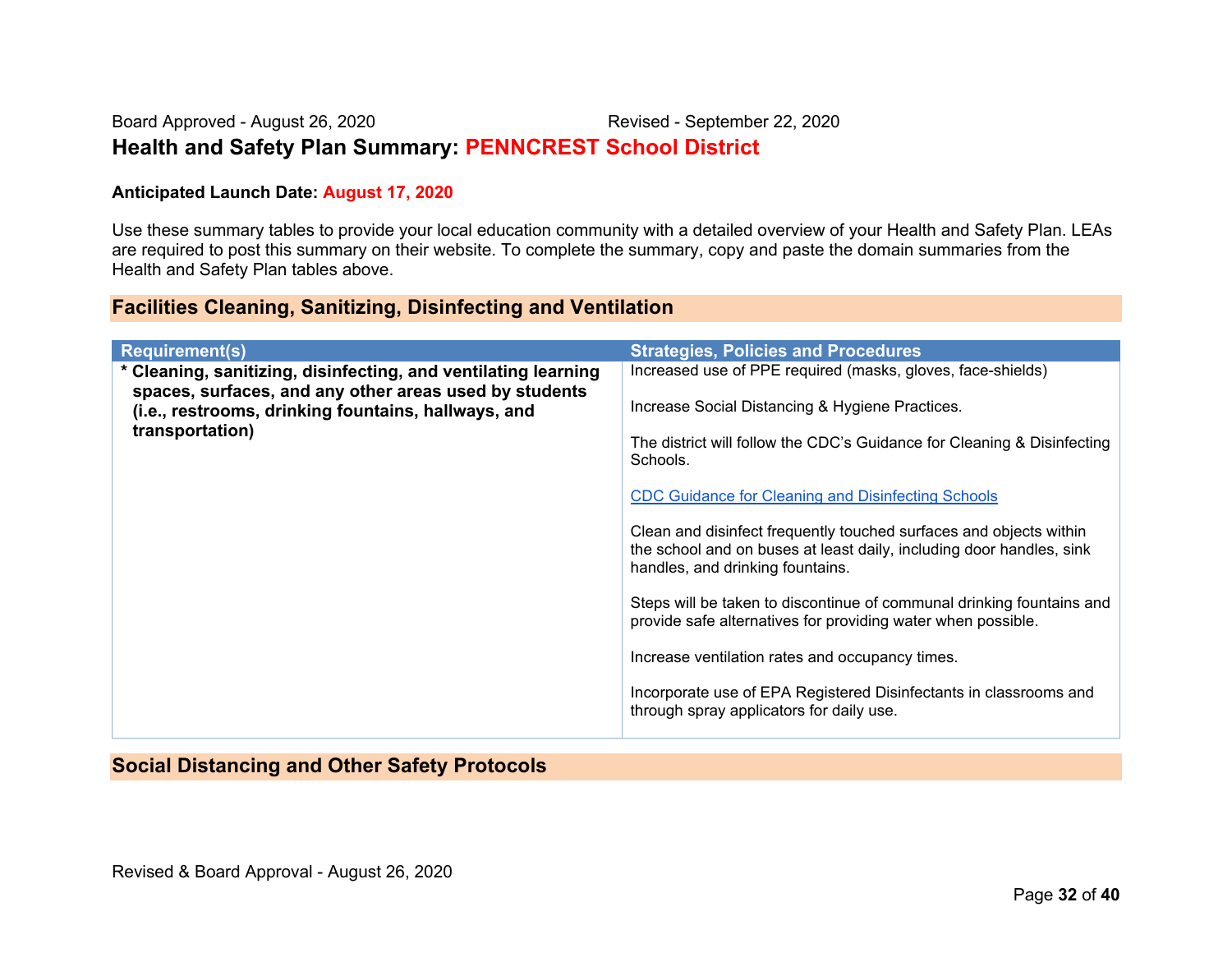Board Approved - August 26, 2020 Revised - September 22, 2020

## Health and Safety Plan Summary: PENNCREST School District

**Anticipated Launch Date: August 17, 2020**

Use these summary tables to provide your local education community with a detailed overview of your Health and Safety Plan. LEAs are required to post this summary on their website. To complete the summary, copy and paste the domain summaries from the Health and Safety Plan tables above.

### Facilities Cleaning, Sanitizing, Disinfecting and Ventilation

| Requirement(s) | Strategies, Policies and Procedures |
|---|---|
| **\* Cleaning, sanitizing, disinfecting, and ventilating learning spaces, surfaces, and any other areas used by students (i.e., restrooms, drinking fountains, hallways, and transportation)** | Increased use of PPE required (masks, gloves, face-shields)<br><br>Increase Social Distancing & Hygiene Practices.<br><br>The district will follow the CDC's Guidance for Cleaning & Disinfecting Schools.<br><br>CDC Guidance for Cleaning and Disinfecting Schools<br><br>Clean and disinfect frequently touched surfaces and objects within the school and on buses at least daily, including door handles, sink handles, and drinking fountains.<br><br>Steps will be taken to discontinue of communal drinking fountains and provide safe alternatives for providing water when possible.<br><br>Increase ventilation rates and occupancy times.<br><br>Incorporate use of EPA Registered Disinfectants in classrooms and through spray applicators for daily use. |

### Social Distancing and Other Safety Protocols

Revised & Board Approval - August 26, 2020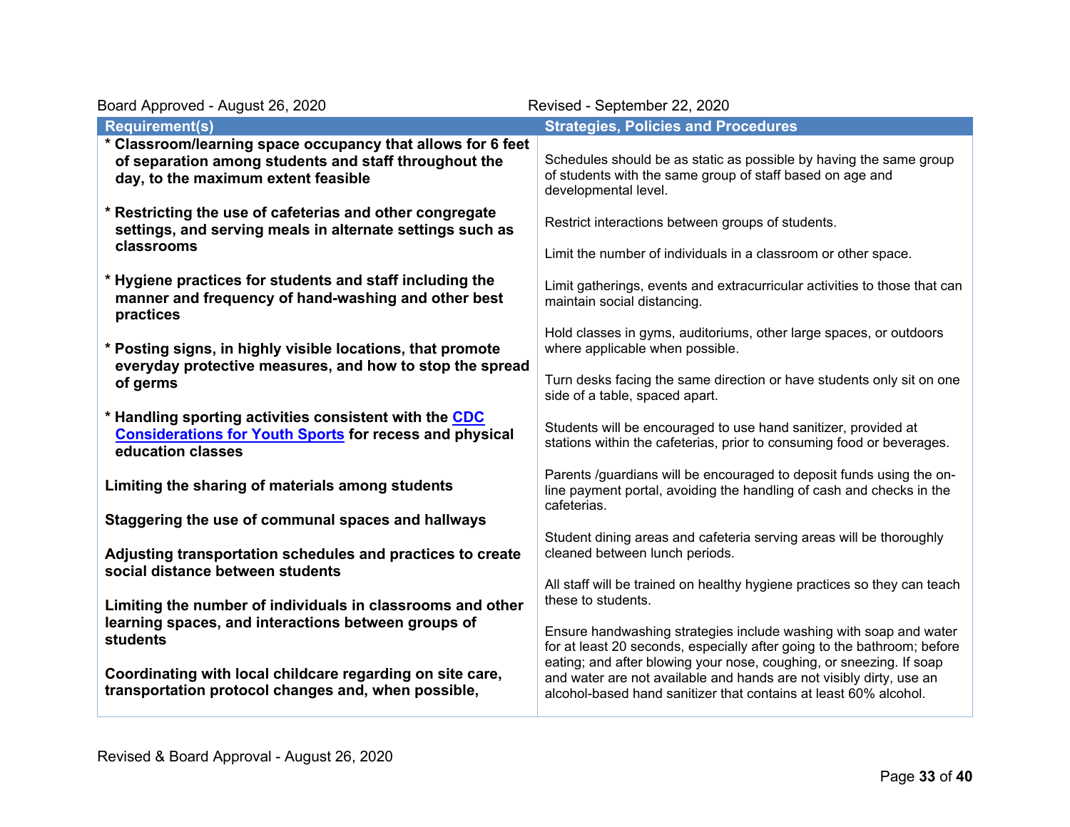Board Approved - August 26, 2020 Revised - September 22, 2020

| Requirement(s) | Strategies, Policies and Procedures |
|---|---|
| **\* Classroom/learning space occupancy that allows for 6 feet of separation among students and staff throughout the day, to the maximum extent feasible**<br><br>**\* Restricting the use of cafeterias and other congregate settings, and serving meals in alternate settings such as classrooms**<br><br>**\* Hygiene practices for students and staff including the manner and frequency of hand-washing and other best practices**<br><br>**\* Posting signs, in highly visible locations, that promote everyday protective measures, and how to stop the spread of germs**<br><br>**\* Handling sporting activities consistent with the [CDC Considerations for Youth Sports] for recess and physical education classes**<br><br>**Limiting the sharing of materials among students**<br><br>**Staggering the use of communal spaces and hallways**<br><br>**Adjusting transportation schedules and practices to create social distance between students**<br><br>**Limiting the number of individuals in classrooms and other learning spaces, and interactions between groups of students**<br><br>**Coordinating with local childcare regarding on site care, transportation protocol changes and, when possible,** | Schedules should be as static as possible by having the same group of students with the same group of staff based on age and developmental level.<br><br>Restrict interactions between groups of students.<br><br>Limit the number of individuals in a classroom or other space.<br><br>Limit gatherings, events and extracurricular activities to those that can maintain social distancing.<br><br>Hold classes in gyms, auditoriums, other large spaces, or outdoors where applicable when possible.<br><br>Turn desks facing the same direction or have students only sit on one side of a table, spaced apart.<br><br>Students will be encouraged to use hand sanitizer, provided at stations within the cafeterias, prior to consuming food or beverages.<br><br>Parents /guardians will be encouraged to deposit funds using the on-line payment portal, avoiding the handling of cash and checks in the cafeterias.<br><br>Student dining areas and cafeteria serving areas will be thoroughly cleaned between lunch periods.<br><br>All staff will be trained on healthy hygiene practices so they can teach these to students.<br><br>Ensure handwashing strategies include washing with soap and water for at least 20 seconds, especially after going to the bathroom; before eating; and after blowing your nose, coughing, or sneezing. If soap and water are not available and hands are not visibly dirty, use an alcohol-based hand sanitizer that contains at least 60% alcohol. |

Revised & Board Approval - August 26, 2020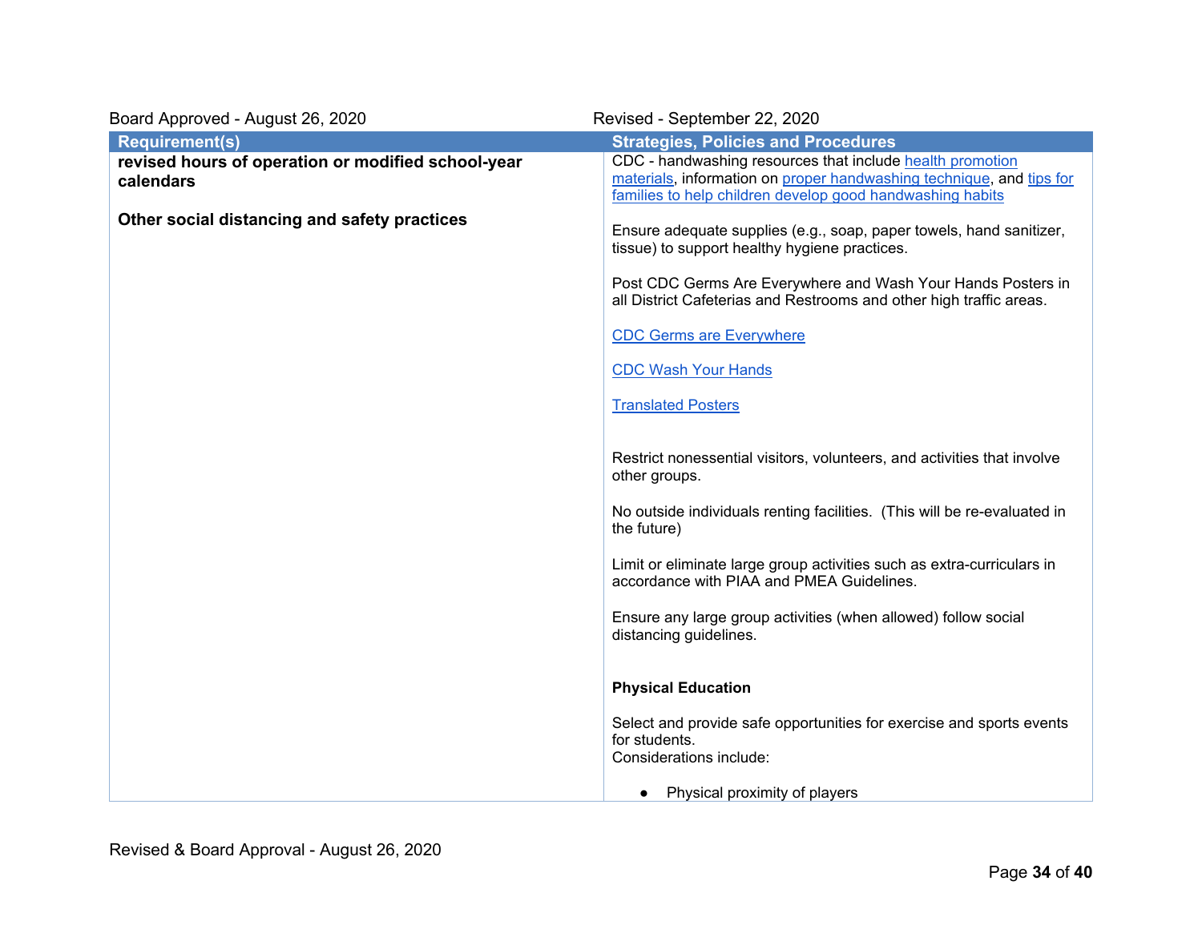Board Approved - August 26, 2020 Revised - September 22, 2020

| Requirement(s) | Strategies, Policies and Procedures |
|---|---|
| **revised hours of operation or modified school-year calendars**<br><br>**Other social distancing and safety practices** | CDC - handwashing resources that include health promotion materials, information on proper handwashing technique, and tips for families to help children develop good handwashing habits<br><br>Ensure adequate supplies (e.g., soap, paper towels, hand sanitizer, tissue) to support healthy hygiene practices.<br><br>Post CDC Germs Are Everywhere and Wash Your Hands Posters in all District Cafeterias and Restrooms and other high traffic areas.<br><br>CDC Germs are Everywhere<br><br>CDC Wash Your Hands<br><br>Translated Posters<br><br>Restrict nonessential visitors, volunteers, and activities that involve other groups.<br><br>No outside individuals renting facilities. (This will be re-evaluated in the future)<br><br>Limit or eliminate large group activities such as extra-curriculars in accordance with PIAA and PMEA Guidelines.<br><br>Ensure any large group activities (when allowed) follow social distancing guidelines.<br><br>**Physical Education**<br><br>Select and provide safe opportunities for exercise and sports events for students.<br>Considerations include:<br><br>● Physical proximity of players |

Revised & Board Approval - August 26, 2020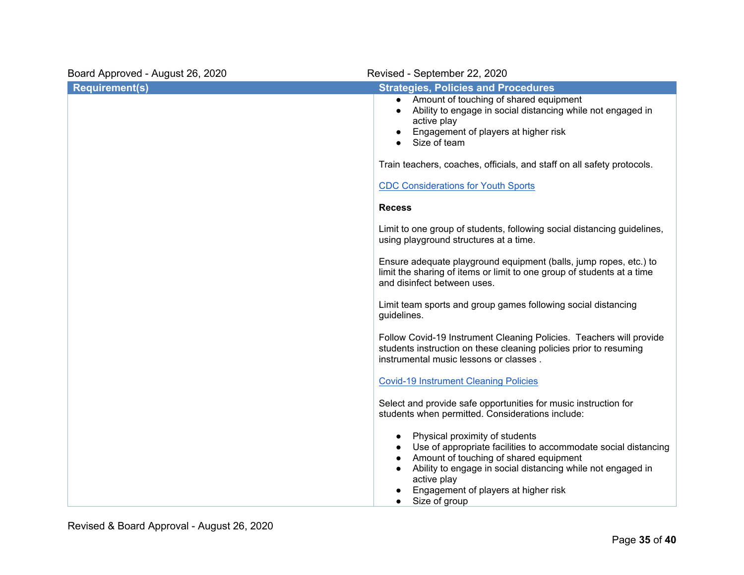Board Approved - August 26, 2020 | Revised - September 22, 2020

| Requirement(s) | Strategies, Policies and Procedures |
| --- | --- |
| | • Amount of touching of shared equipment<br>• Ability to engage in social distancing while not engaged in active play<br>• Engagement of players at higher risk<br>• Size of team<br><br>Train teachers, coaches, officials, and staff on all safety protocols.<br><br>CDC Considerations for Youth Sports<br><br>**Recess**<br><br>Limit to one group of students, following social distancing guidelines, using playground structures at a time.<br><br>Ensure adequate playground equipment (balls, jump ropes, etc.) to limit the sharing of items or limit to one group of students at a time and disinfect between uses.<br><br>Limit team sports and group games following social distancing guidelines.<br><br>Follow Covid-19 Instrument Cleaning Policies. Teachers will provide students instruction on these cleaning policies prior to resuming instrumental music lessons or classes .<br><br>Covid-19 Instrument Cleaning Policies<br><br>Select and provide safe opportunities for music instruction for students when permitted. Considerations include:<br><br>• Physical proximity of students<br>• Use of appropriate facilities to accommodate social distancing<br>• Amount of touching of shared equipment<br>• Ability to engage in social distancing while not engaged in active play<br>• Engagement of players at higher risk<br>• Size of group |

Revised & Board Approval - August 26, 2020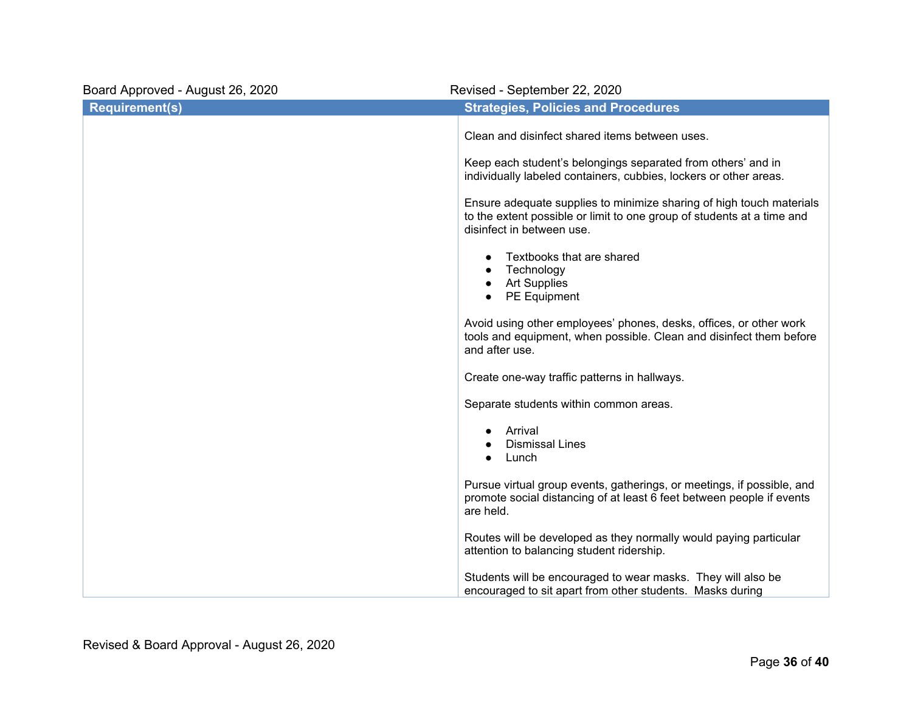Board Approved - August 26, 2020 | Revised - September 22, 2020

| Requirement(s) | Strategies, Policies and Procedures |
|---|---|
| | Clean and disinfect shared items between uses.<br><br>Keep each student's belongings separated from others' and in individually labeled containers, cubbies, lockers or other areas.<br><br>Ensure adequate supplies to minimize sharing of high touch materials to the extent possible or limit to one group of students at a time and disinfect in between use.<br><br>● Textbooks that are shared<br>● Technology<br>● Art Supplies<br>● PE Equipment<br><br>Avoid using other employees' phones, desks, offices, or other work tools and equipment, when possible. Clean and disinfect them before and after use.<br><br>Create one-way traffic patterns in hallways.<br><br>Separate students within common areas.<br><br>● Arrival<br>● Dismissal Lines<br>● Lunch<br><br>Pursue virtual group events, gatherings, or meetings, if possible, and promote social distancing of at least 6 feet between people if events are held.<br><br>Routes will be developed as they normally would paying particular attention to balancing student ridership.<br><br>Students will be encouraged to wear masks. They will also be encouraged to sit apart from other students. Masks during |

Revised & Board Approval - August 26, 2020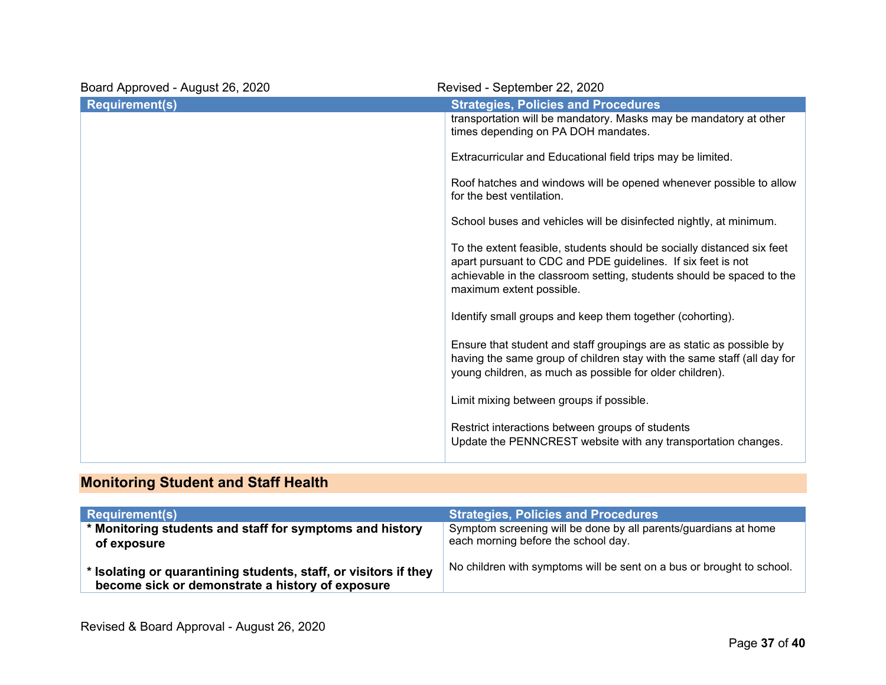Board Approved - August 26, 2020 Revised - September 22, 2020

| Requirement(s) | Strategies, Policies and Procedures |
| --- | --- |
| | transportation will be mandatory. Masks may be mandatory at other times depending on PA DOH mandates.<br><br>Extracurricular and Educational field trips may be limited.<br><br>Roof hatches and windows will be opened whenever possible to allow for the best ventilation.<br><br>School buses and vehicles will be disinfected nightly, at minimum.<br><br>To the extent feasible, students should be socially distanced six feet apart pursuant to CDC and PDE guidelines. If six feet is not achievable in the classroom setting, students should be spaced to the maximum extent possible.<br><br>Identify small groups and keep them together (cohorting).<br><br>Ensure that student and staff groupings are as static as possible by having the same group of children stay with the same staff (all day for young children, as much as possible for older children).<br><br>Limit mixing between groups if possible.<br><br>Restrict interactions between groups of students<br>Update the PENNCREST website with any transportation changes. |

## Monitoring Student and Staff Health

| Requirement(s) | Strategies, Policies and Procedures |
| --- | --- |
| **\* Monitoring students and staff for symptoms and history of exposure**<br><br>**\* Isolating or quarantining students, staff, or visitors if they become sick or demonstrate a history of exposure** | Symptom screening will be done by all parents/guardians at home each morning before the school day.<br><br>No children with symptoms will be sent on a bus or brought to school. |

Revised & Board Approval - August 26, 2020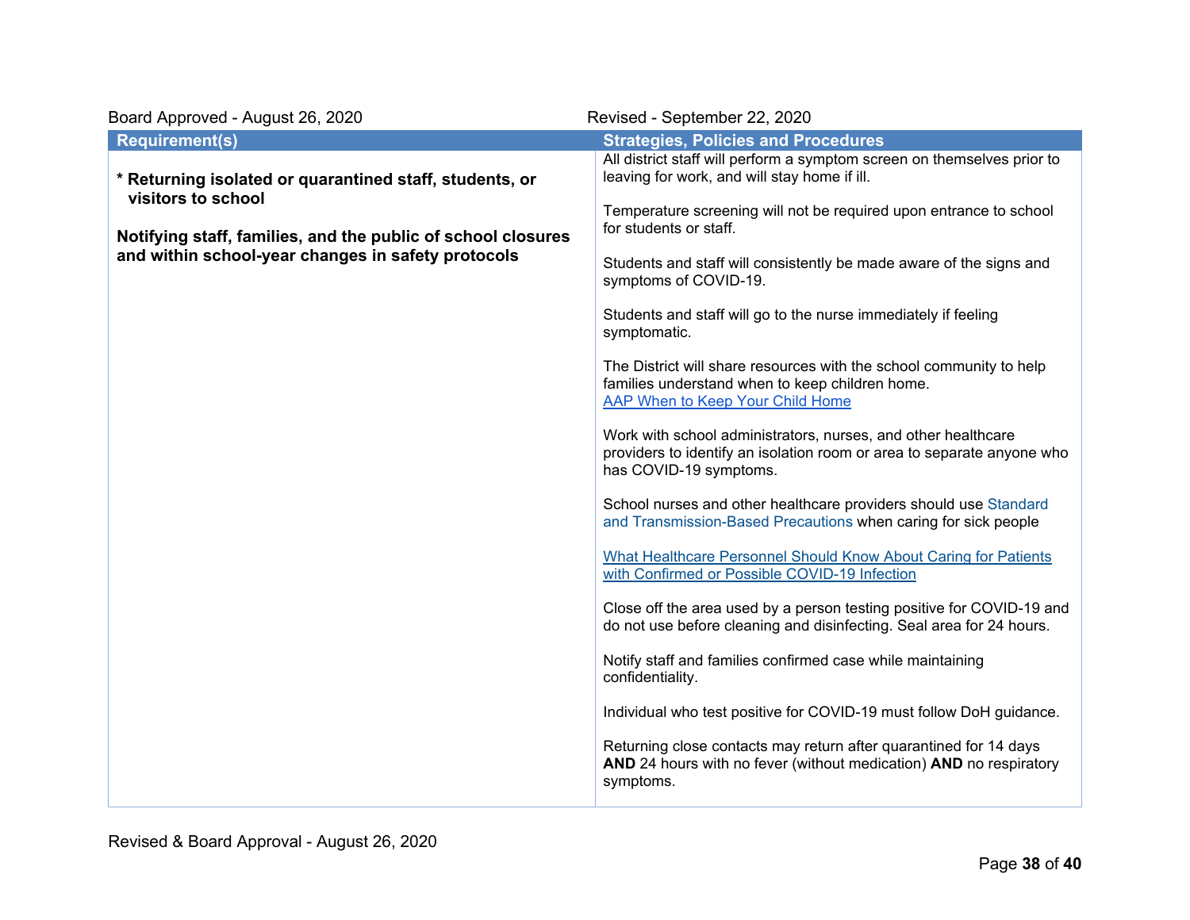Board Approved - August 26, 2020 | Revised - September 22, 2020

| Requirement(s) | Strategies, Policies and Procedures |
|---|---|
| * **Returning isolated or quarantined staff, students, or visitors to school**<br><br>**Notifying staff, families, and the public of school closures and within school-year changes in safety protocols** | All district staff will perform a symptom screen on themselves prior to leaving for work, and will stay home if ill.<br><br>Temperature screening will not be required upon entrance to school for students or staff.<br><br>Students and staff will consistently be made aware of the signs and symptoms of COVID-19.<br><br>Students and staff will go to the nurse immediately if feeling symptomatic.<br><br>The District will share resources with the school community to help families understand when to keep children home.<br>AAP When to Keep Your Child Home<br><br>Work with school administrators, nurses, and other healthcare providers to identify an isolation room or area to separate anyone who has COVID-19 symptoms.<br><br>School nurses and other healthcare providers should use Standard and Transmission-Based Precautions when caring for sick people<br><br>What Healthcare Personnel Should Know About Caring for Patients with Confirmed or Possible COVID-19 Infection<br><br>Close off the area used by a person testing positive for COVID-19 and do not use before cleaning and disinfecting. Seal area for 24 hours.<br><br>Notify staff and families confirmed case while maintaining confidentiality.<br><br>Individual who test positive for COVID-19 must follow DoH guidance.<br><br>Returning close contacts may return after quarantined for 14 days **AND** 24 hours with no fever (without medication) **AND** no respiratory symptoms. |

Revised & Board Approval - August 26, 2020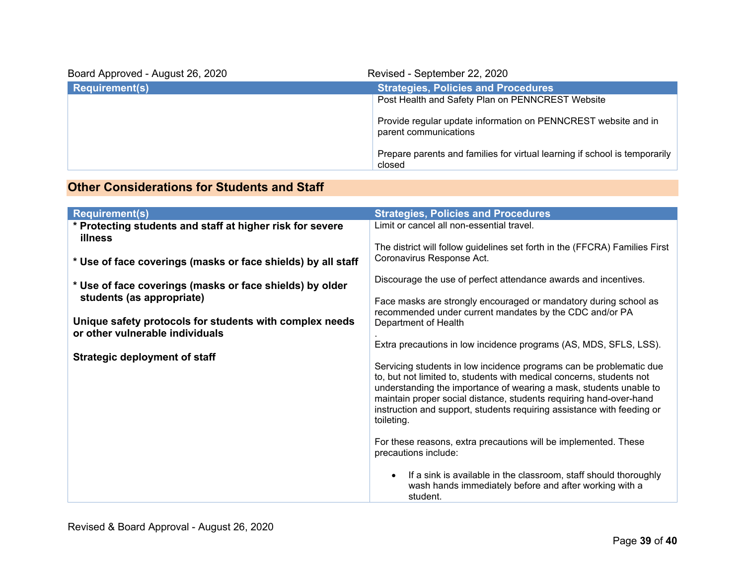Board Approved - August 26, 2020 Revised - September 22, 2020

| Requirement(s) | Strategies, Policies and Procedures |
| --- | --- |
| | Post Health and Safety Plan on PENNCREST Website<br><br>Provide regular update information on PENNCREST website and in parent communications<br><br>Prepare parents and families for virtual learning if school is temporarily closed |

## Other Considerations for Students and Staff

| Requirement(s) | Strategies, Policies and Procedures |
| --- | --- |
| **\* Protecting students and staff at higher risk for severe illness**<br><br>**\* Use of face coverings (masks or face shields) by all staff**<br><br>**\* Use of face coverings (masks or face shields) by older students (as appropriate)**<br><br>**Unique safety protocols for students with complex needs or other vulnerable individuals**<br><br>**Strategic deployment of staff** | Limit or cancel all non-essential travel.<br><br>The district will follow guidelines set forth in the (FFCRA) Families First Coronavirus Response Act.<br><br>Discourage the use of perfect attendance awards and incentives.<br><br>Face masks are strongly encouraged or mandatory during school as recommended under current mandates by the CDC and/or PA Department of Health<br>.<br>Extra precautions in low incidence programs (AS, MDS, SFLS, LSS).<br><br>Servicing students in low incidence programs can be problematic due to, but not limited to, students with medical concerns, students not understanding the importance of wearing a mask, students unable to maintain proper social distance, students requiring hand-over-hand instruction and support, students requiring assistance with feeding or toileting.<br><br>For these reasons, extra precautions will be implemented. These precautions include:<br><br>• If a sink is available in the classroom, staff should thoroughly wash hands immediately before and after working with a student. |

Revised & Board Approval - August 26, 2020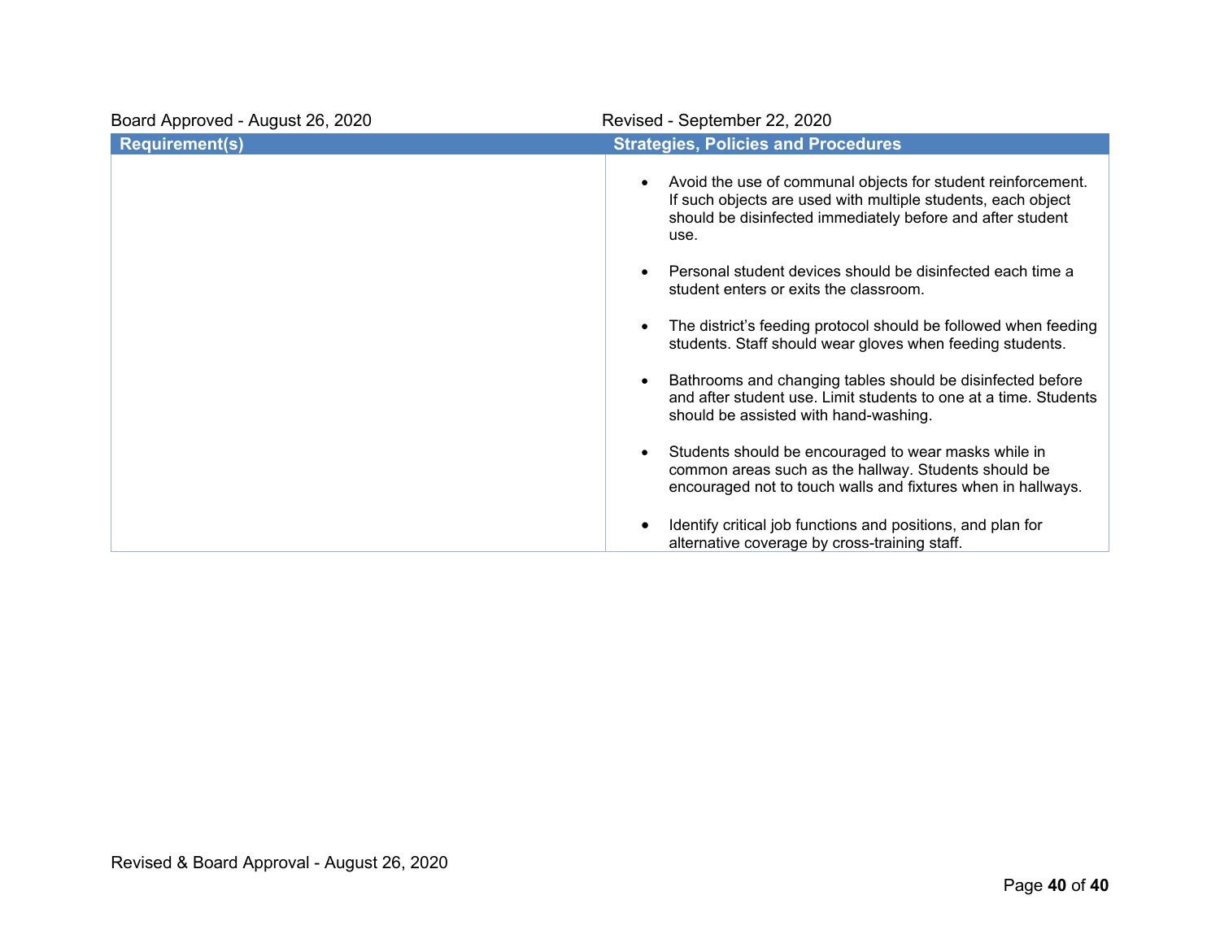| Requirement(s) | Strategies, Policies and Procedures |
| --- | --- |
| | • Avoid the use of communal objects for student reinforcement. If such objects are used with multiple students, each object should be disinfected immediately before and after student use.<br><br>• Personal student devices should be disinfected each time a student enters or exits the classroom.<br><br>• The district's feeding protocol should be followed when feeding students. Staff should wear gloves when feeding students.<br><br>• Bathrooms and changing tables should be disinfected before and after student use. Limit students to one at a time. Students should be assisted with hand-washing.<br><br>• Students should be encouraged to wear masks while in common areas such as the hallway. Students should be encouraged not to touch walls and fixtures when in hallways.<br><br>• Identify critical job functions and positions, and plan for alternative coverage by cross-training staff. |